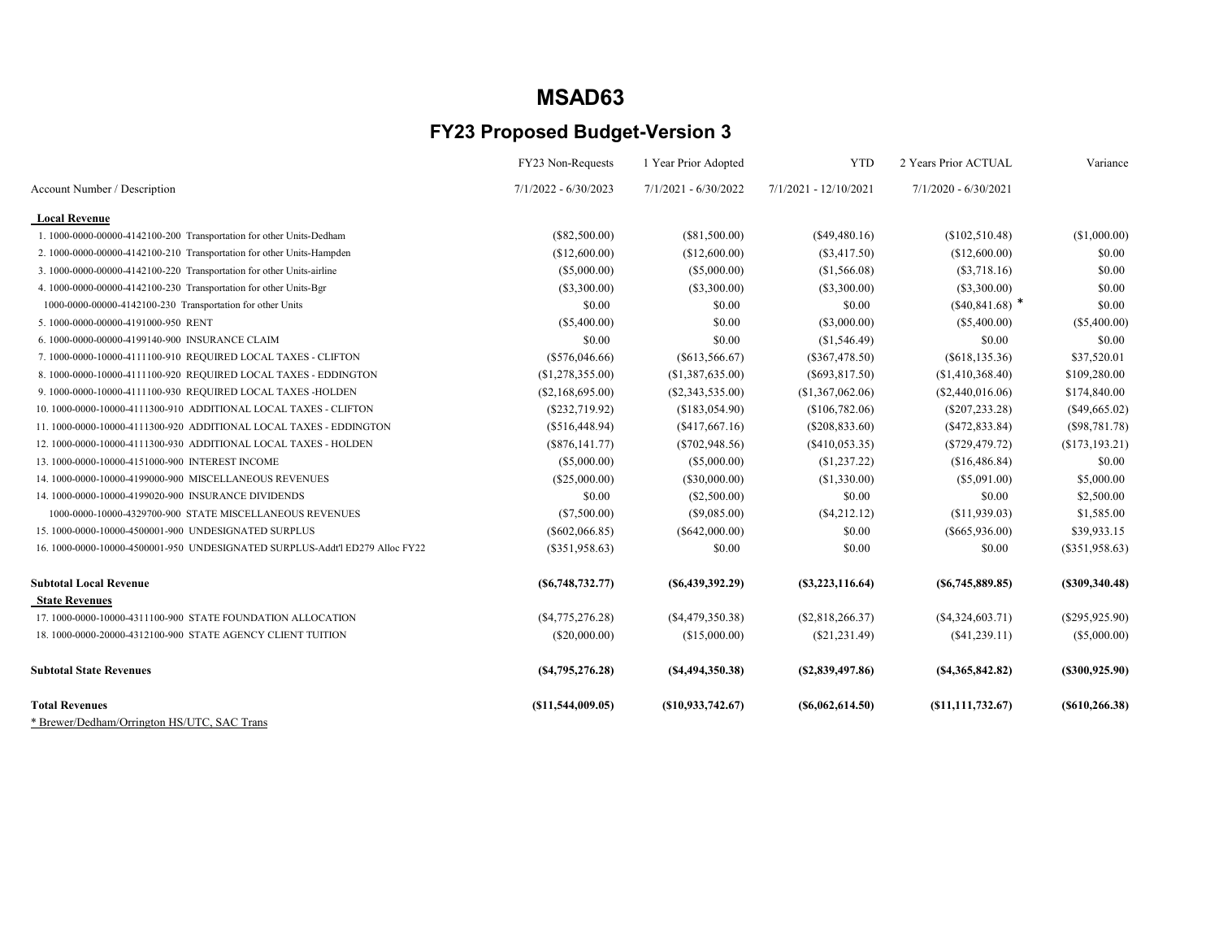# MSAD63

## FY23 Proposed Budget-Version 3

| Account Number / Description | FY23 Non-Requests 7/1/2022 - 6/30/2023 | 1 Year Prior Adopted 7/1/2021 - 6/30/2022 | YTD 7/1/2021 - 12/10/2021 | 2 Years Prior ACTUAL 7/1/2020 - 6/30/2021 | Variance |
|---|---|---|---|---|---|
| **Local Revenue** | | | | | |
| 1. 1000-0000-00000-4142100-200 Transportation for other Units-Dedham | ($82,500.00) | ($81,500.00) | ($49,480.16) | ($102,510.48) | ($1,000.00) |
| 2. 1000-0000-00000-4142100-210 Transportation for other Units-Hampden | ($12,600.00) | ($12,600.00) | ($3,417.50) | ($12,600.00) | $0.00 |
| 3. 1000-0000-00000-4142100-220 Transportation for other Units-airline | ($5,000.00) | ($5,000.00) | ($1,566.08) | ($3,718.16) | $0.00 |
| 4. 1000-0000-00000-4142100-230 Transportation for other Units-Bgr | ($3,300.00) | ($3,300.00) | ($3,300.00) | ($3,300.00) | $0.00 |
| 1000-0000-00000-4142100-230 Transportation for other Units | $0.00 | $0.00 | $0.00 | ($40,841.68) * | $0.00 |
| 5. 1000-0000-00000-4191000-950 RENT | ($5,400.00) | $0.00 | ($3,000.00) | ($5,400.00) | ($5,400.00) |
| 6. 1000-0000-00000-4199140-900 INSURANCE CLAIM | $0.00 | $0.00 | ($1,546.49) | $0.00 | $0.00 |
| 7. 1000-0000-10000-4111100-910 REQUIRED LOCAL TAXES - CLIFTON | ($576,046.66) | ($613,566.67) | ($367,478.50) | ($618,135.36) | $37,520.01 |
| 8. 1000-0000-10000-4111100-920 REQUIRED LOCAL TAXES - EDDINGTON | ($1,278,355.00) | ($1,387,635.00) | ($693,817.50) | ($1,410,368.40) | $109,280.00 |
| 9. 1000-0000-10000-4111100-930 REQUIRED LOCAL TAXES -HOLDEN | ($2,168,695.00) | ($2,343,535.00) | ($1,367,062.06) | ($2,440,016.06) | $174,840.00 |
| 10. 1000-0000-10000-4111300-910 ADDITIONAL LOCAL TAXES - CLIFTON | ($232,719.92) | ($183,054.90) | ($106,782.06) | ($207,233.28) | ($49,665.02) |
| 11. 1000-0000-10000-4111300-920 ADDITIONAL LOCAL TAXES - EDDINGTON | ($516,448.94) | ($417,667.16) | ($208,833.60) | ($472,833.84) | ($98,781.78) |
| 12. 1000-0000-10000-4111300-930 ADDITIONAL LOCAL TAXES - HOLDEN | ($876,141.77) | ($702,948.56) | ($410,053.35) | ($729,479.72) | ($173,193.21) |
| 13. 1000-0000-10000-4151000-900 INTEREST INCOME | ($5,000.00) | ($5,000.00) | ($1,237.22) | ($16,486.84) | $0.00 |
| 14. 1000-0000-10000-4199000-900 MISCELLANEOUS REVENUES | ($25,000.00) | ($30,000.00) | ($1,330.00) | ($5,091.00) | $5,000.00 |
| 14. 1000-0000-10000-4199020-900 INSURANCE DIVIDENDS | $0.00 | ($2,500.00) | $0.00 | $0.00 | $2,500.00 |
| 1000-0000-10000-4329700-900 STATE MISCELLANEOUS REVENUES | ($7,500.00) | ($9,085.00) | ($4,212.12) | ($11,939.03) | $1,585.00 |
| 15. 1000-0000-10000-4500001-900 UNDESIGNATED SURPLUS | ($602,066.85) | ($642,000.00) | $0.00 | ($665,936.00) | $39,933.15 |
| 16. 1000-0000-10000-4500001-950 UNDESIGNATED SURPLUS-Addt'l ED279 Alloc FY22 | ($351,958.63) | $0.00 | $0.00 | $0.00 | ($351,958.63) |
| **Subtotal Local Revenue** | **($6,748,732.77)** | **($6,439,392.29)** | **($3,223,116.64)** | **($6,745,889.85)** | **($309,340.48)** |
| **State Revenues** | | | | | |
| 17. 1000-0000-10000-4311100-900 STATE FOUNDATION ALLOCATION | ($4,775,276.28) | ($4,479,350.38) | ($2,818,266.37) | ($4,324,603.71) | ($295,925.90) |
| 18. 1000-0000-20000-4312100-900 STATE AGENCY CLIENT TUITION | ($20,000.00) | ($15,000.00) | ($21,231.49) | ($41,239.11) | ($5,000.00) |
| **Subtotal State Revenues** | **($4,795,276.28)** | **($4,494,350.38)** | **($2,839,497.86)** | **($4,365,842.82)** | **($300,925.90)** |
| **Total Revenues** | **($11,544,009.05)** | **($10,933,742.67)** | **($6,062,614.50)** | **($11,111,732.67)** | **($610,266.38)** |

* Brewer/Dedham/Orrington HS/UTC, SAC Trans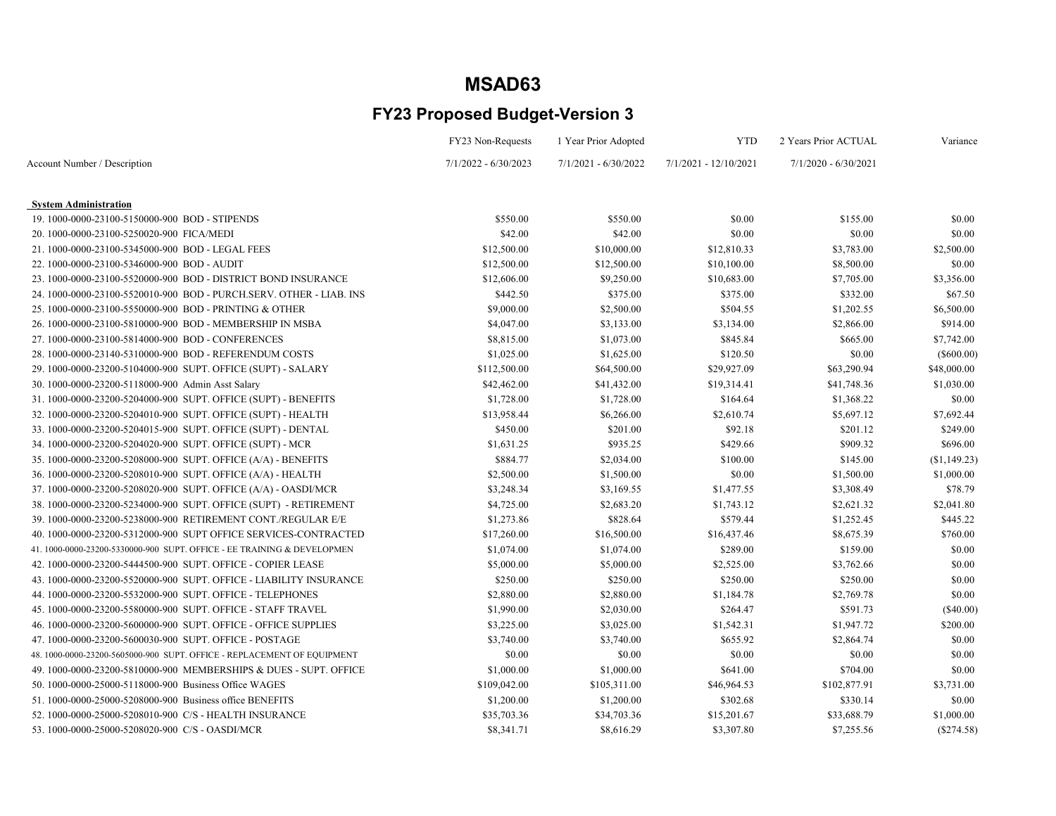# MSAD63

## FY23 Proposed Budget-Version 3

| Account Number / Description | FY23 Non-Requests 7/1/2022 - 6/30/2023 | 1 Year Prior Adopted 7/1/2021 - 6/30/2022 | YTD 7/1/2021 - 12/10/2021 | 2 Years Prior ACTUAL 7/1/2020 - 6/30/2021 | Variance |
|---|---|---|---|---|---|
| **System Administration** | | | | | |
| 19. 1000-0000-23100-5150000-900 BOD - STIPENDS | $550.00 | $550.00 | $0.00 | $155.00 | $0.00 |
| 20. 1000-0000-23100-5250020-900 FICA/MEDI | $42.00 | $42.00 | $0.00 | $0.00 | $0.00 |
| 21. 1000-0000-23100-5345000-900 BOD - LEGAL FEES | $12,500.00 | $10,000.00 | $12,810.33 | $3,783.00 | $2,500.00 |
| 22. 1000-0000-23100-5346000-900 BOD - AUDIT | $12,500.00 | $12,500.00 | $10,100.00 | $8,500.00 | $0.00 |
| 23. 1000-0000-23100-5520000-900 BOD - DISTRICT BOND INSURANCE | $12,606.00 | $9,250.00 | $10,683.00 | $7,705.00 | $3,356.00 |
| 24. 1000-0000-23100-5520010-900 BOD - PURCH.SERV. OTHER - LIAB. INS | $442.50 | $375.00 | $375.00 | $332.00 | $67.50 |
| 25. 1000-0000-23100-5550000-900 BOD - PRINTING & OTHER | $9,000.00 | $2,500.00 | $504.55 | $1,202.55 | $6,500.00 |
| 26. 1000-0000-23100-5810000-900 BOD - MEMBERSHIP IN MSBA | $4,047.00 | $3,133.00 | $3,134.00 | $2,866.00 | $914.00 |
| 27. 1000-0000-23100-5814000-900 BOD - CONFERENCES | $8,815.00 | $1,073.00 | $845.84 | $665.00 | $7,742.00 |
| 28. 1000-0000-23140-5310000-900 BOD - REFERENDUM COSTS | $1,025.00 | $1,625.00 | $120.50 | $0.00 | ($600.00) |
| 29. 1000-0000-23200-5104000-900 SUPT. OFFICE (SUPT) - SALARY | $112,500.00 | $64,500.00 | $29,927.09 | $63,290.94 | $48,000.00 |
| 30. 1000-0000-23200-5118000-900 Admin Asst Salary | $42,462.00 | $41,432.00 | $19,314.41 | $41,748.36 | $1,030.00 |
| 31. 1000-0000-23200-5204000-900 SUPT. OFFICE (SUPT) - BENEFITS | $1,728.00 | $1,728.00 | $164.64 | $1,368.22 | $0.00 |
| 32. 1000-0000-23200-5204010-900 SUPT. OFFICE (SUPT) - HEALTH | $13,958.44 | $6,266.00 | $2,610.74 | $5,697.12 | $7,692.44 |
| 33. 1000-0000-23200-5204015-900 SUPT. OFFICE (SUPT) - DENTAL | $450.00 | $201.00 | $92.18 | $201.12 | $249.00 |
| 34. 1000-0000-23200-5204020-900 SUPT. OFFICE (SUPT) - MCR | $1,631.25 | $935.25 | $429.66 | $909.32 | $696.00 |
| 35. 1000-0000-23200-5208000-900 SUPT. OFFICE (A/A) - BENEFITS | $884.77 | $2,034.00 | $100.00 | $145.00 | ($1,149.23) |
| 36. 1000-0000-23200-5208010-900 SUPT. OFFICE (A/A) - HEALTH | $2,500.00 | $1,500.00 | $0.00 | $1,500.00 | $1,000.00 |
| 37. 1000-0000-23200-5208020-900 SUPT. OFFICE (A/A) - OASDI/MCR | $3,248.34 | $3,169.55 | $1,477.55 | $3,308.49 | $78.79 |
| 38. 1000-0000-23200-5234000-900 SUPT. OFFICE (SUPT) - RETIREMENT | $4,725.00 | $2,683.20 | $1,743.12 | $2,621.32 | $2,041.80 |
| 39. 1000-0000-23200-5238000-900 RETIREMENT CONT./REGULAR E/E | $1,273.86 | $828.64 | $579.44 | $1,252.45 | $445.22 |
| 40. 1000-0000-23200-5312000-900 SUPT OFFICE SERVICES-CONTRACTED | $17,260.00 | $16,500.00 | $16,437.46 | $8,675.39 | $760.00 |
| 41. 1000-0000-23200-5330000-900 SUPT. OFFICE - EE TRAINING & DEVELOPMEN | $1,074.00 | $1,074.00 | $289.00 | $159.00 | $0.00 |
| 42. 1000-0000-23200-5444500-900 SUPT. OFFICE - COPIER LEASE | $5,000.00 | $5,000.00 | $2,525.00 | $3,762.66 | $0.00 |
| 43. 1000-0000-23200-5520000-900 SUPT. OFFICE - LIABILITY INSURANCE | $250.00 | $250.00 | $250.00 | $250.00 | $0.00 |
| 44. 1000-0000-23200-5532000-900 SUPT. OFFICE - TELEPHONES | $2,880.00 | $2,880.00 | $1,184.78 | $2,769.78 | $0.00 |
| 45. 1000-0000-23200-5580000-900 SUPT. OFFICE - STAFF TRAVEL | $1,990.00 | $2,030.00 | $264.47 | $591.73 | ($40.00) |
| 46. 1000-0000-23200-5600000-900 SUPT. OFFICE - OFFICE SUPPLIES | $3,225.00 | $3,025.00 | $1,542.31 | $1,947.72 | $200.00 |
| 47. 1000-0000-23200-5600030-900 SUPT. OFFICE - POSTAGE | $3,740.00 | $3,740.00 | $655.92 | $2,864.74 | $0.00 |
| 48. 1000-0000-23200-5605000-900 SUPT. OFFICE - REPLACEMENT OF EQUIPMENT | $0.00 | $0.00 | $0.00 | $0.00 | $0.00 |
| 49. 1000-0000-23200-5810000-900 MEMBERSHIPS & DUES - SUPT. OFFICE | $1,000.00 | $1,000.00 | $641.00 | $704.00 | $0.00 |
| 50. 1000-0000-25000-5118000-900 Business Office WAGES | $109,042.00 | $105,311.00 | $46,964.53 | $102,877.91 | $3,731.00 |
| 51. 1000-0000-25000-5208000-900 Business office BENEFITS | $1,200.00 | $1,200.00 | $302.68 | $330.14 | $0.00 |
| 52. 1000-0000-25000-5208010-900 C/S - HEALTH INSURANCE | $35,703.36 | $34,703.36 | $15,201.67 | $33,688.79 | $1,000.00 |
| 53. 1000-0000-25000-5208020-900 C/S - OASDI/MCR | $8,341.71 | $8,616.29 | $3,307.80 | $7,255.56 | ($274.58) |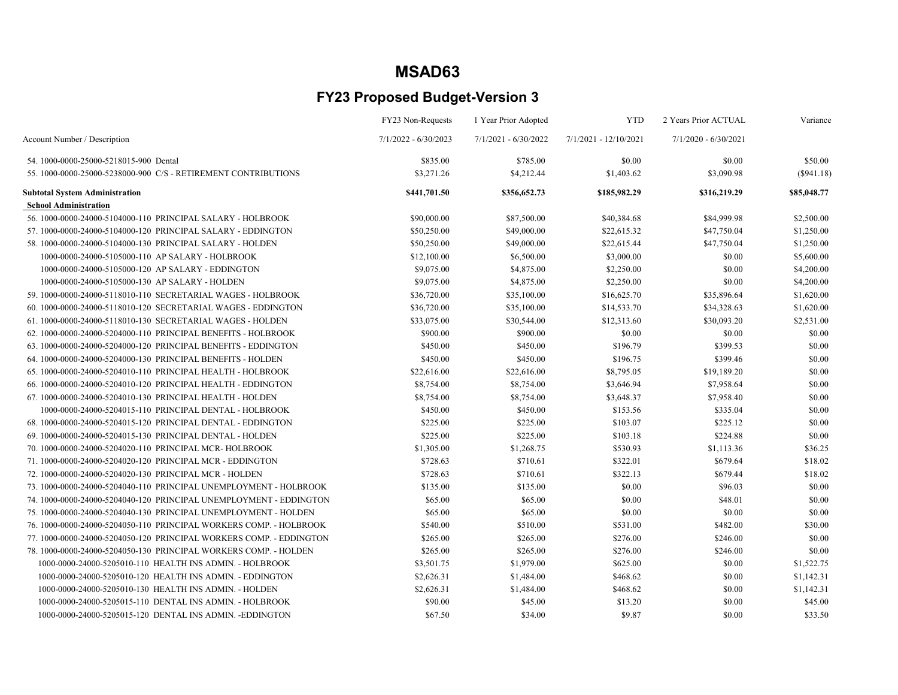# MSAD63

## FY23 Proposed Budget-Version 3

| Account Number / Description | FY23 Non-Requests 7/1/2022 - 6/30/2023 | 1 Year Prior Adopted 7/1/2021 - 6/30/2022 | YTD 7/1/2021 - 12/10/2021 | 2 Years Prior ACTUAL 7/1/2020 - 6/30/2021 | Variance |
|---|---|---|---|---|---|
| 54. 1000-0000-25000-5218015-900 Dental | $835.00 | $785.00 | $0.00 | $0.00 | $50.00 |
| 55. 1000-0000-25000-5238000-900 C/S - RETIREMENT CONTRIBUTIONS | $3,271.26 | $4,212.44 | $1,403.62 | $3,090.98 | ($941.18) |
| **Subtotal System Administration** | **$441,701.50** | **$356,652.73** | **$185,982.29** | **$316,219.29** | **$85,048.77** |
| **School Administration** | | | | | |
| 56. 1000-0000-24000-5104000-110 PRINCIPAL SALARY - HOLBROOK | $90,000.00 | $87,500.00 | $40,384.68 | $84,999.98 | $2,500.00 |
| 57. 1000-0000-24000-5104000-120 PRINCIPAL SALARY - EDDINGTON | $50,250.00 | $49,000.00 | $22,615.32 | $47,750.04 | $1,250.00 |
| 58. 1000-0000-24000-5104000-130 PRINCIPAL SALARY - HOLDEN | $50,250.00 | $49,000.00 | $22,615.44 | $47,750.04 | $1,250.00 |
| 1000-0000-24000-5105000-110 AP SALARY - HOLBROOK | $12,100.00 | $6,500.00 | $3,000.00 | $0.00 | $5,600.00 |
| 1000-0000-24000-5105000-120 AP SALARY - EDDINGTON | $9,075.00 | $4,875.00 | $2,250.00 | $0.00 | $4,200.00 |
| 1000-0000-24000-5105000-130 AP SALARY - HOLDEN | $9,075.00 | $4,875.00 | $2,250.00 | $0.00 | $4,200.00 |
| 59. 1000-0000-24000-5118010-110 SECRETARIAL WAGES - HOLBROOK | $36,720.00 | $35,100.00 | $16,625.70 | $35,896.64 | $1,620.00 |
| 60. 1000-0000-24000-5118010-120 SECRETARIAL WAGES - EDDINGTON | $36,720.00 | $35,100.00 | $14,533.70 | $34,328.63 | $1,620.00 |
| 61. 1000-0000-24000-5118010-130 SECRETARIAL WAGES - HOLDEN | $33,075.00 | $30,544.00 | $12,313.60 | $30,093.20 | $2,531.00 |
| 62. 1000-0000-24000-5204000-110 PRINCIPAL BENEFITS - HOLBROOK | $900.00 | $900.00 | $0.00 | $0.00 | $0.00 |
| 63. 1000-0000-24000-5204000-120 PRINCIPAL BENEFITS - EDDINGTON | $450.00 | $450.00 | $196.79 | $399.53 | $0.00 |
| 64. 1000-0000-24000-5204000-130 PRINCIPAL BENEFITS - HOLDEN | $450.00 | $450.00 | $196.75 | $399.46 | $0.00 |
| 65. 1000-0000-24000-5204010-110 PRINCIPAL HEALTH - HOLBROOK | $22,616.00 | $22,616.00 | $8,795.05 | $19,189.20 | $0.00 |
| 66. 1000-0000-24000-5204010-120 PRINCIPAL HEALTH - EDDINGTON | $8,754.00 | $8,754.00 | $3,646.94 | $7,958.64 | $0.00 |
| 67. 1000-0000-24000-5204010-130 PRINCIPAL HEALTH - HOLDEN | $8,754.00 | $8,754.00 | $3,648.37 | $7,958.40 | $0.00 |
| 1000-0000-24000-5204015-110 PRINCIPAL DENTAL - HOLBROOK | $450.00 | $450.00 | $153.56 | $335.04 | $0.00 |
| 68. 1000-0000-24000-5204015-120 PRINCIPAL DENTAL - EDDINGTON | $225.00 | $225.00 | $103.07 | $225.12 | $0.00 |
| 69. 1000-0000-24000-5204015-130 PRINCIPAL DENTAL - HOLDEN | $225.00 | $225.00 | $103.18 | $224.88 | $0.00 |
| 70. 1000-0000-24000-5204020-110 PRINCIPAL MCR- HOLBROOK | $1,305.00 | $1,268.75 | $530.93 | $1,113.36 | $36.25 |
| 71. 1000-0000-24000-5204020-120 PRINCIPAL MCR - EDDINGTON | $728.63 | $710.61 | $322.01 | $679.64 | $18.02 |
| 72. 1000-0000-24000-5204020-130 PRINCIPAL MCR - HOLDEN | $728.63 | $710.61 | $322.13 | $679.44 | $18.02 |
| 73. 1000-0000-24000-5204040-110 PRINCIPAL UNEMPLOYMENT - HOLBROOK | $135.00 | $135.00 | $0.00 | $96.03 | $0.00 |
| 74. 1000-0000-24000-5204040-120 PRINCIPAL UNEMPLOYMENT - EDDINGTON | $65.00 | $65.00 | $0.00 | $48.01 | $0.00 |
| 75. 1000-0000-24000-5204040-130 PRINCIPAL UNEMPLOYMENT - HOLDEN | $65.00 | $65.00 | $0.00 | $0.00 | $0.00 |
| 76. 1000-0000-24000-5204050-110 PRINCIPAL WORKERS COMP. - HOLBROOK | $540.00 | $510.00 | $531.00 | $482.00 | $30.00 |
| 77. 1000-0000-24000-5204050-120 PRINCIPAL WORKERS COMP. - EDDINGTON | $265.00 | $265.00 | $276.00 | $246.00 | $0.00 |
| 78. 1000-0000-24000-5204050-130 PRINCIPAL WORKERS COMP. - HOLDEN | $265.00 | $265.00 | $276.00 | $246.00 | $0.00 |
| 1000-0000-24000-5205010-110 HEALTH INS ADMIN. - HOLBROOK | $3,501.75 | $1,979.00 | $625.00 | $0.00 | $1,522.75 |
| 1000-0000-24000-5205010-120 HEALTH INS ADMIN. - EDDINGTON | $2,626.31 | $1,484.00 | $468.62 | $0.00 | $1,142.31 |
| 1000-0000-24000-5205010-130 HEALTH INS ADMIN. - HOLDEN | $2,626.31 | $1,484.00 | $468.62 | $0.00 | $1,142.31 |
| 1000-0000-24000-5205015-110 DENTAL INS ADMIN. - HOLBROOK | $90.00 | $45.00 | $13.20 | $0.00 | $45.00 |
| 1000-0000-24000-5205015-120 DENTAL INS ADMIN. -EDDINGTON | $67.50 | $34.00 | $9.87 | $0.00 | $33.50 |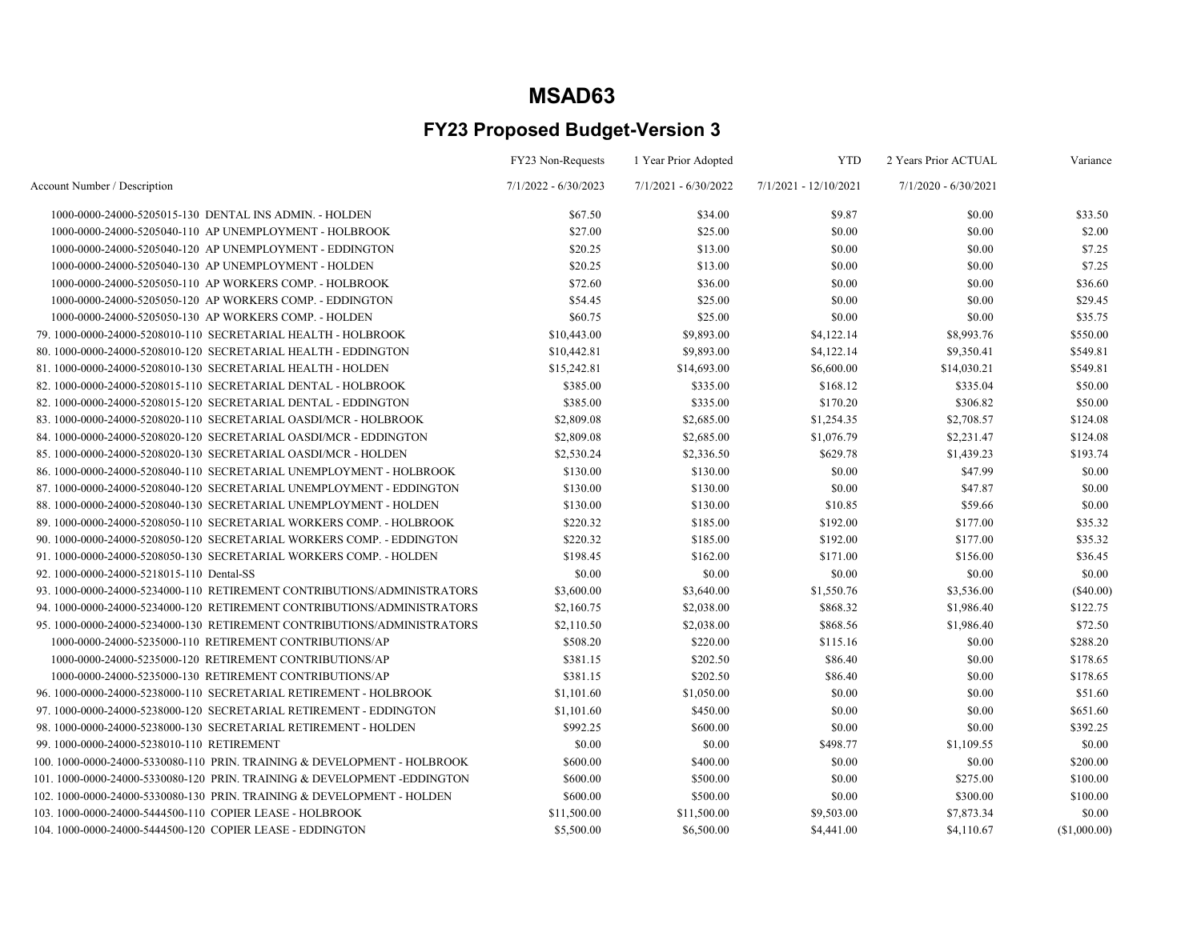# MSAD63

## FY23 Proposed Budget-Version 3

| Account Number / Description | FY23 Non-Requests 7/1/2022 - 6/30/2023 | 1 Year Prior Adopted 7/1/2021 - 6/30/2022 | YTD 7/1/2021 - 12/10/2021 | 2 Years Prior ACTUAL 7/1/2020 - 6/30/2021 | Variance |
|---|---|---|---|---|---|
| 1000-0000-24000-5205015-130 DENTAL INS ADMIN. - HOLDEN | $67.50 | $34.00 | $9.87 | $0.00 | $33.50 |
| 1000-0000-24000-5205040-110 AP UNEMPLOYMENT - HOLBROOK | $27.00 | $25.00 | $0.00 | $0.00 | $2.00 |
| 1000-0000-24000-5205040-120 AP UNEMPLOYMENT - EDDINGTON | $20.25 | $13.00 | $0.00 | $0.00 | $7.25 |
| 1000-0000-24000-5205040-130 AP UNEMPLOYMENT - HOLDEN | $20.25 | $13.00 | $0.00 | $0.00 | $7.25 |
| 1000-0000-24000-5205050-110 AP WORKERS COMP. - HOLBROOK | $72.60 | $36.00 | $0.00 | $0.00 | $36.60 |
| 1000-0000-24000-5205050-120 AP WORKERS COMP. - EDDINGTON | $54.45 | $25.00 | $0.00 | $0.00 | $29.45 |
| 1000-0000-24000-5205050-130 AP WORKERS COMP. - HOLDEN | $60.75 | $25.00 | $0.00 | $0.00 | $35.75 |
| 79. 1000-0000-24000-5208010-110 SECRETARIAL HEALTH - HOLBROOK | $10,443.00 | $9,893.00 | $4,122.14 | $8,993.76 | $550.00 |
| 80. 1000-0000-24000-5208010-120 SECRETARIAL HEALTH - EDDINGTON | $10,442.81 | $9,893.00 | $4,122.14 | $9,350.41 | $549.81 |
| 81. 1000-0000-24000-5208010-130 SECRETARIAL HEALTH - HOLDEN | $15,242.81 | $14,693.00 | $6,600.00 | $14,030.21 | $549.81 |
| 82. 1000-0000-24000-5208015-110 SECRETARIAL DENTAL - HOLBROOK | $385.00 | $335.00 | $168.12 | $335.04 | $50.00 |
| 82. 1000-0000-24000-5208015-120 SECRETARIAL DENTAL - EDDINGTON | $385.00 | $335.00 | $170.20 | $306.82 | $50.00 |
| 83. 1000-0000-24000-5208020-110 SECRETARIAL OASDI/MCR - HOLBROOK | $2,809.08 | $2,685.00 | $1,254.35 | $2,708.57 | $124.08 |
| 84. 1000-0000-24000-5208020-120 SECRETARIAL OASDI/MCR - EDDINGTON | $2,809.08 | $2,685.00 | $1,076.79 | $2,231.47 | $124.08 |
| 85. 1000-0000-24000-5208020-130 SECRETARIAL OASDI/MCR - HOLDEN | $2,530.24 | $2,336.50 | $629.78 | $1,439.23 | $193.74 |
| 86. 1000-0000-24000-5208040-110 SECRETARIAL UNEMPLOYMENT - HOLBROOK | $130.00 | $130.00 | $0.00 | $47.99 | $0.00 |
| 87. 1000-0000-24000-5208040-120 SECRETARIAL UNEMPLOYMENT - EDDINGTON | $130.00 | $130.00 | $0.00 | $47.87 | $0.00 |
| 88. 1000-0000-24000-5208040-130 SECRETARIAL UNEMPLOYMENT - HOLDEN | $130.00 | $130.00 | $10.85 | $59.66 | $0.00 |
| 89. 1000-0000-24000-5208050-110 SECRETARIAL WORKERS COMP. - HOLBROOK | $220.32 | $185.00 | $192.00 | $177.00 | $35.32 |
| 90. 1000-0000-24000-5208050-120 SECRETARIAL WORKERS COMP. - EDDINGTON | $220.32 | $185.00 | $192.00 | $177.00 | $35.32 |
| 91. 1000-0000-24000-5208050-130 SECRETARIAL WORKERS COMP. - HOLDEN | $198.45 | $162.00 | $171.00 | $156.00 | $36.45 |
| 92. 1000-0000-24000-5218015-110 Dental-SS | $0.00 | $0.00 | $0.00 | $0.00 | $0.00 |
| 93. 1000-0000-24000-5234000-110 RETIREMENT CONTRIBUTIONS/ADMINISTRATORS | $3,600.00 | $3,640.00 | $1,550.76 | $3,536.00 | ($40.00) |
| 94. 1000-0000-24000-5234000-120 RETIREMENT CONTRIBUTIONS/ADMINISTRATORS | $2,160.75 | $2,038.00 | $868.32 | $1,986.40 | $122.75 |
| 95. 1000-0000-24000-5234000-130 RETIREMENT CONTRIBUTIONS/ADMINISTRATORS | $2,110.50 | $2,038.00 | $868.56 | $1,986.40 | $72.50 |
| 1000-0000-24000-5235000-110 RETIREMENT CONTRIBUTIONS/AP | $508.20 | $220.00 | $115.16 | $0.00 | $288.20 |
| 1000-0000-24000-5235000-120 RETIREMENT CONTRIBUTIONS/AP | $381.15 | $202.50 | $86.40 | $0.00 | $178.65 |
| 1000-0000-24000-5235000-130 RETIREMENT CONTRIBUTIONS/AP | $381.15 | $202.50 | $86.40 | $0.00 | $178.65 |
| 96. 1000-0000-24000-5238000-110 SECRETARIAL RETIREMENT - HOLBROOK | $1,101.60 | $1,050.00 | $0.00 | $0.00 | $51.60 |
| 97. 1000-0000-24000-5238000-120 SECRETARIAL RETIREMENT - EDDINGTON | $1,101.60 | $450.00 | $0.00 | $0.00 | $651.60 |
| 98. 1000-0000-24000-5238000-130 SECRETARIAL RETIREMENT - HOLDEN | $992.25 | $600.00 | $0.00 | $0.00 | $392.25 |
| 99. 1000-0000-24000-5238010-110 RETIREMENT | $0.00 | $0.00 | $498.77 | $1,109.55 | $0.00 |
| 100. 1000-0000-24000-5330080-110 PRIN. TRAINING & DEVELOPMENT - HOLBROOK | $600.00 | $400.00 | $0.00 | $0.00 | $200.00 |
| 101. 1000-0000-24000-5330080-120 PRIN. TRAINING & DEVELOPMENT -EDDINGTON | $600.00 | $500.00 | $0.00 | $275.00 | $100.00 |
| 102. 1000-0000-24000-5330080-130 PRIN. TRAINING & DEVELOPMENT - HOLDEN | $600.00 | $500.00 | $0.00 | $300.00 | $100.00 |
| 103. 1000-0000-24000-5444500-110 COPIER LEASE - HOLBROOK | $11,500.00 | $11,500.00 | $9,503.00 | $7,873.34 | $0.00 |
| 104. 1000-0000-24000-5444500-120 COPIER LEASE - EDDINGTON | $5,500.00 | $6,500.00 | $4,441.00 | $4,110.67 | ($1,000.00) |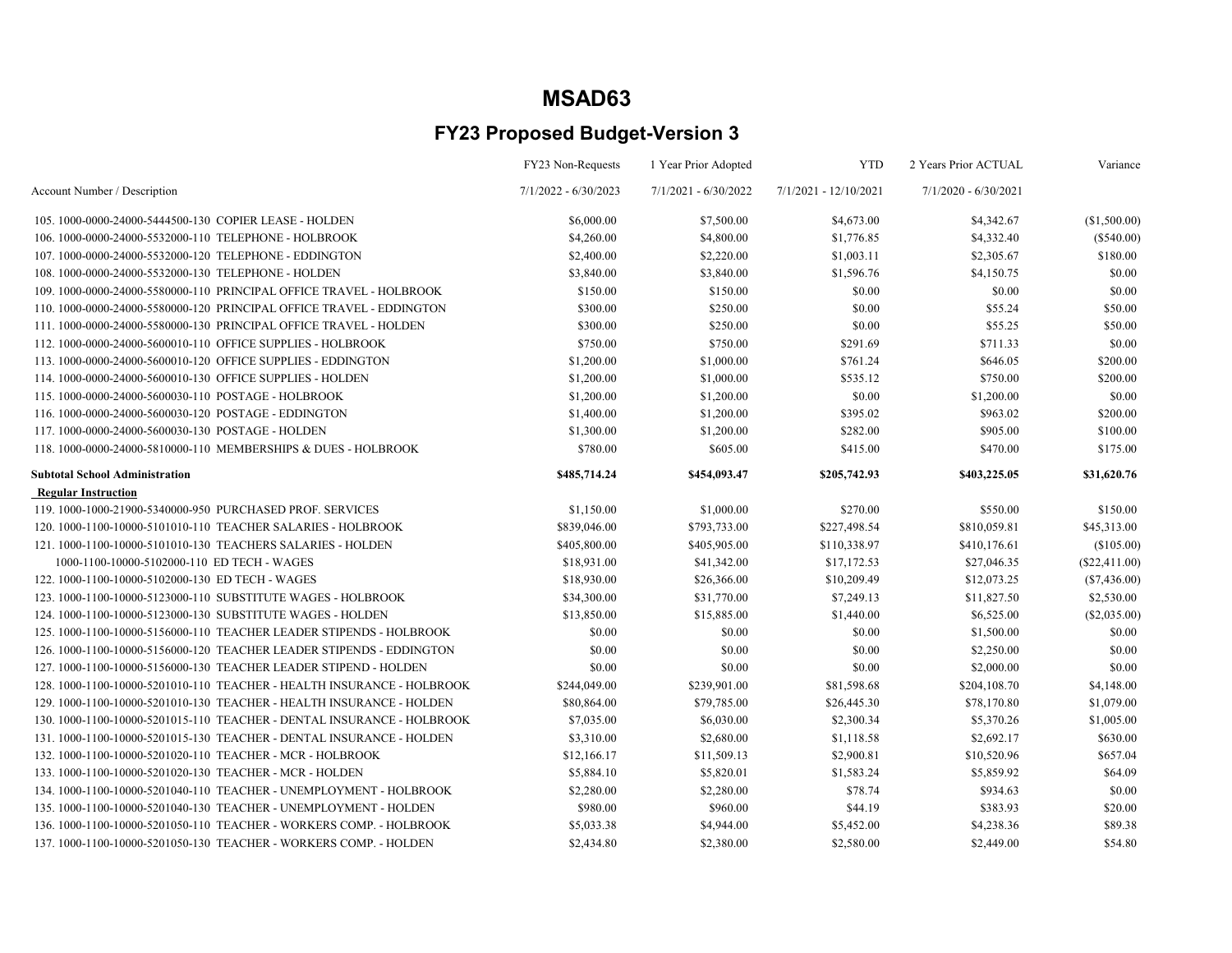# MSAD63

## FY23 Proposed Budget-Version 3

| Account Number / Description | FY23 Non-Requests 7/1/2022 - 6/30/2023 | 1 Year Prior Adopted 7/1/2021 - 6/30/2022 | YTD 7/1/2021 - 12/10/2021 | 2 Years Prior ACTUAL 7/1/2020 - 6/30/2021 | Variance |
|---|---|---|---|---|---|
| 105. 1000-0000-24000-5444500-130 COPIER LEASE - HOLDEN | $6,000.00 | $7,500.00 | $4,673.00 | $4,342.67 | ($1,500.00) |
| 106. 1000-0000-24000-5532000-110 TELEPHONE - HOLBROOK | $4,260.00 | $4,800.00 | $1,776.85 | $4,332.40 | ($540.00) |
| 107. 1000-0000-24000-5532000-120 TELEPHONE - EDDINGTON | $2,400.00 | $2,220.00 | $1,003.11 | $2,305.67 | $180.00 |
| 108. 1000-0000-24000-5532000-130 TELEPHONE - HOLDEN | $3,840.00 | $3,840.00 | $1,596.76 | $4,150.75 | $0.00 |
| 109. 1000-0000-24000-5580000-110 PRINCIPAL OFFICE TRAVEL - HOLBROOK | $150.00 | $150.00 | $0.00 | $0.00 | $0.00 |
| 110. 1000-0000-24000-5580000-120 PRINCIPAL OFFICE TRAVEL - EDDINGTON | $300.00 | $250.00 | $0.00 | $55.24 | $50.00 |
| 111. 1000-0000-24000-5580000-130 PRINCIPAL OFFICE TRAVEL - HOLDEN | $300.00 | $250.00 | $0.00 | $55.25 | $50.00 |
| 112. 1000-0000-24000-5600010-110 OFFICE SUPPLIES - HOLBROOK | $750.00 | $750.00 | $291.69 | $711.33 | $0.00 |
| 113. 1000-0000-24000-5600010-120 OFFICE SUPPLIES - EDDINGTON | $1,200.00 | $1,000.00 | $761.24 | $646.05 | $200.00 |
| 114. 1000-0000-24000-5600010-130 OFFICE SUPPLIES - HOLDEN | $1,200.00 | $1,000.00 | $535.12 | $750.00 | $200.00 |
| 115. 1000-0000-24000-5600030-110 POSTAGE - HOLBROOK | $1,200.00 | $1,200.00 | $0.00 | $1,200.00 | $0.00 |
| 116. 1000-0000-24000-5600030-120 POSTAGE - EDDINGTON | $1,400.00 | $1,200.00 | $395.02 | $963.02 | $200.00 |
| 117. 1000-0000-24000-5600030-130 POSTAGE - HOLDEN | $1,300.00 | $1,200.00 | $282.00 | $905.00 | $100.00 |
| 118. 1000-0000-24000-5810000-110 MEMBERSHIPS & DUES - HOLBROOK | $780.00 | $605.00 | $415.00 | $470.00 | $175.00 |
| **Subtotal School Administration** | **$485,714.24** | **$454,093.47** | **$205,742.93** | **$403,225.05** | **$31,620.76** |
| **Regular Instruction** | | | | | |
| 119. 1000-1000-21900-5340000-950 PURCHASED PROF. SERVICES | $1,150.00 | $1,000.00 | $270.00 | $550.00 | $150.00 |
| 120. 1000-1100-10000-5101010-110 TEACHER SALARIES - HOLBROOK | $839,046.00 | $793,733.00 | $227,498.54 | $810,059.81 | $45,313.00 |
| 121. 1000-1100-10000-5101010-130 TEACHERS SALARIES - HOLDEN | $405,800.00 | $405,905.00 | $110,338.97 | $410,176.61 | ($105.00) |
| 1000-1100-10000-5102000-110 ED TECH - WAGES | $18,931.00 | $41,342.00 | $17,172.53 | $27,046.35 | ($22,411.00) |
| 122. 1000-1100-10000-5102000-130 ED TECH - WAGES | $18,930.00 | $26,366.00 | $10,209.49 | $12,073.25 | ($7,436.00) |
| 123. 1000-1100-10000-5123000-110 SUBSTITUTE WAGES - HOLBROOK | $34,300.00 | $31,770.00 | $7,249.13 | $11,827.50 | $2,530.00 |
| 124. 1000-1100-10000-5123000-130 SUBSTITUTE WAGES - HOLDEN | $13,850.00 | $15,885.00 | $1,440.00 | $6,525.00 | ($2,035.00) |
| 125. 1000-1100-10000-5156000-110 TEACHER LEADER STIPENDS - HOLBROOK | $0.00 | $0.00 | $0.00 | $1,500.00 | $0.00 |
| 126. 1000-1100-10000-5156000-120 TEACHER LEADER STIPENDS - EDDINGTON | $0.00 | $0.00 | $0.00 | $2,250.00 | $0.00 |
| 127. 1000-1100-10000-5156000-130 TEACHER LEADER STIPEND - HOLDEN | $0.00 | $0.00 | $0.00 | $2,000.00 | $0.00 |
| 128. 1000-1100-10000-5201010-110 TEACHER - HEALTH INSURANCE - HOLBROOK | $244,049.00 | $239,901.00 | $81,598.68 | $204,108.70 | $4,148.00 |
| 129. 1000-1100-10000-5201010-130 TEACHER - HEALTH INSURANCE - HOLDEN | $80,864.00 | $79,785.00 | $26,445.30 | $78,170.80 | $1,079.00 |
| 130. 1000-1100-10000-5201015-110 TEACHER - DENTAL INSURANCE - HOLBROOK | $7,035.00 | $6,030.00 | $2,300.34 | $5,370.26 | $1,005.00 |
| 131. 1000-1100-10000-5201015-130 TEACHER - DENTAL INSURANCE - HOLDEN | $3,310.00 | $2,680.00 | $1,118.58 | $2,692.17 | $630.00 |
| 132. 1000-1100-10000-5201020-110 TEACHER - MCR - HOLBROOK | $12,166.17 | $11,509.13 | $2,900.81 | $10,520.96 | $657.04 |
| 133. 1000-1100-10000-5201020-130 TEACHER - MCR - HOLDEN | $5,884.10 | $5,820.01 | $1,583.24 | $5,859.92 | $64.09 |
| 134. 1000-1100-10000-5201040-110 TEACHER - UNEMPLOYMENT - HOLBROOK | $2,280.00 | $2,280.00 | $78.74 | $934.63 | $0.00 |
| 135. 1000-1100-10000-5201040-130 TEACHER - UNEMPLOYMENT - HOLDEN | $980.00 | $960.00 | $44.19 | $383.93 | $20.00 |
| 136. 1000-1100-10000-5201050-110 TEACHER - WORKERS COMP. - HOLBROOK | $5,033.38 | $4,944.00 | $5,452.00 | $4,238.36 | $89.38 |
| 137. 1000-1100-10000-5201050-130 TEACHER - WORKERS COMP. - HOLDEN | $2,434.80 | $2,380.00 | $2,580.00 | $2,449.00 | $54.80 |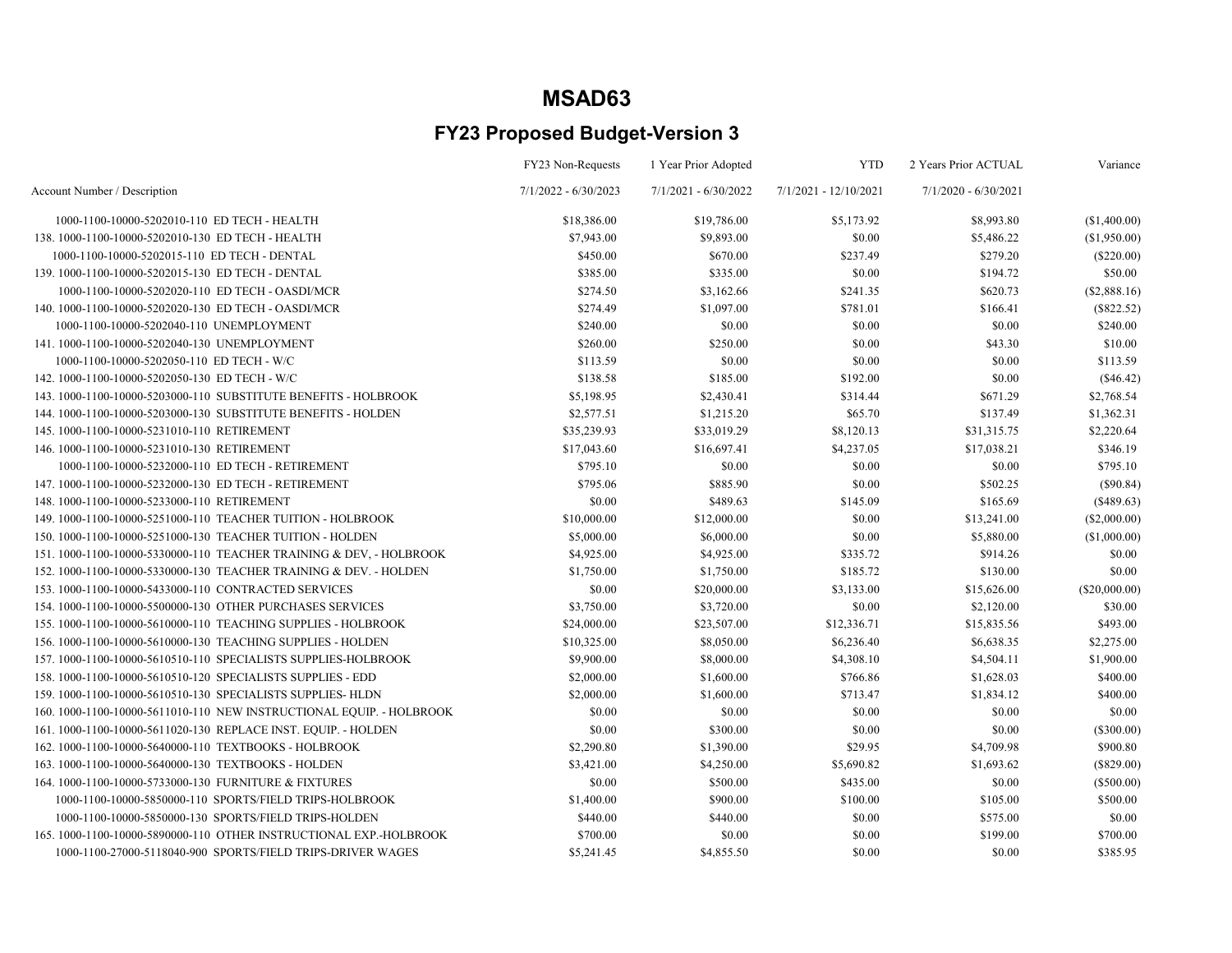# MSAD63

## FY23 Proposed Budget-Version 3

| Account Number / Description | FY23 Non-Requests 7/1/2022 - 6/30/2023 | 1 Year Prior Adopted 7/1/2021 - 6/30/2022 | YTD 7/1/2021 - 12/10/2021 | 2 Years Prior ACTUAL 7/1/2020 - 6/30/2021 | Variance |
|---|---|---|---|---|---|
| 1000-1100-10000-5202010-110 ED TECH - HEALTH | $18,386.00 | $19,786.00 | $5,173.92 | $8,993.80 | ($1,400.00) |
| 138. 1000-1100-10000-5202010-130 ED TECH - HEALTH | $7,943.00 | $9,893.00 | $0.00 | $5,486.22 | ($1,950.00) |
| 1000-1100-10000-5202015-110 ED TECH - DENTAL | $450.00 | $670.00 | $237.49 | $279.20 | ($220.00) |
| 139. 1000-1100-10000-5202015-130 ED TECH - DENTAL | $385.00 | $335.00 | $0.00 | $194.72 | $50.00 |
| 1000-1100-10000-5202020-110 ED TECH - OASDI/MCR | $274.50 | $3,162.66 | $241.35 | $620.73 | ($2,888.16) |
| 140. 1000-1100-10000-5202020-130 ED TECH - OASDI/MCR | $274.49 | $1,097.00 | $781.01 | $166.41 | ($822.52) |
| 1000-1100-10000-5202040-110 UNEMPLOYMENT | $240.00 | $0.00 | $0.00 | $0.00 | $240.00 |
| 141. 1000-1100-10000-5202040-130 UNEMPLOYMENT | $260.00 | $250.00 | $0.00 | $43.30 | $10.00 |
| 1000-1100-10000-5202050-110 ED TECH - W/C | $113.59 | $0.00 | $0.00 | $0.00 | $113.59 |
| 142. 1000-1100-10000-5202050-130 ED TECH - W/C | $138.58 | $185.00 | $192.00 | $0.00 | ($46.42) |
| 143. 1000-1100-10000-5203000-110 SUBSTITUTE BENEFITS - HOLBROOK | $5,198.95 | $2,430.41 | $314.44 | $671.29 | $2,768.54 |
| 144. 1000-1100-10000-5203000-130 SUBSTITUTE BENEFITS - HOLDEN | $2,577.51 | $1,215.20 | $65.70 | $137.49 | $1,362.31 |
| 145. 1000-1100-10000-5231010-110 RETIREMENT | $35,239.93 | $33,019.29 | $8,120.13 | $31,315.75 | $2,220.64 |
| 146. 1000-1100-10000-5231010-130 RETIREMENT | $17,043.60 | $16,697.41 | $4,237.05 | $17,038.21 | $346.19 |
| 1000-1100-10000-5232000-110 ED TECH - RETIREMENT | $795.10 | $0.00 | $0.00 | $0.00 | $795.10 |
| 147. 1000-1100-10000-5232000-130 ED TECH - RETIREMENT | $795.06 | $885.90 | $0.00 | $502.25 | ($90.84) |
| 148. 1000-1100-10000-5233000-110 RETIREMENT | $0.00 | $489.63 | $145.09 | $165.69 | ($489.63) |
| 149. 1000-1100-10000-5251000-110 TEACHER TUITION - HOLBROOK | $10,000.00 | $12,000.00 | $0.00 | $13,241.00 | ($2,000.00) |
| 150. 1000-1100-10000-5251000-130 TEACHER TUITION - HOLDEN | $5,000.00 | $6,000.00 | $0.00 | $5,880.00 | ($1,000.00) |
| 151. 1000-1100-10000-5330000-110 TEACHER TRAINING & DEV, - HOLBROOK | $4,925.00 | $4,925.00 | $335.72 | $914.26 | $0.00 |
| 152. 1000-1100-10000-5330000-130 TEACHER TRAINING & DEV. - HOLDEN | $1,750.00 | $1,750.00 | $185.72 | $130.00 | $0.00 |
| 153. 1000-1100-10000-5433000-110 CONTRACTED SERVICES | $0.00 | $20,000.00 | $3,133.00 | $15,626.00 | ($20,000.00) |
| 154. 1000-1100-10000-5500000-130 OTHER PURCHASES SERVICES | $3,750.00 | $3,720.00 | $0.00 | $2,120.00 | $30.00 |
| 155. 1000-1100-10000-5610000-110 TEACHING SUPPLIES - HOLBROOK | $24,000.00 | $23,507.00 | $12,336.71 | $15,835.56 | $493.00 |
| 156. 1000-1100-10000-5610000-130 TEACHING SUPPLIES - HOLDEN | $10,325.00 | $8,050.00 | $6,236.40 | $6,638.35 | $2,275.00 |
| 157. 1000-1100-10000-5610510-110 SPECIALISTS SUPPLIES-HOLBROOK | $9,900.00 | $8,000.00 | $4,308.10 | $4,504.11 | $1,900.00 |
| 158. 1000-1100-10000-5610510-120 SPECIALISTS SUPPLIES - EDD | $2,000.00 | $1,600.00 | $766.86 | $1,628.03 | $400.00 |
| 159. 1000-1100-10000-5610510-130 SPECIALISTS SUPPLIES- HLDN | $2,000.00 | $1,600.00 | $713.47 | $1,834.12 | $400.00 |
| 160. 1000-1100-10000-5611010-110 NEW INSTRUCTIONAL EQUIP. - HOLBROOK | $0.00 | $0.00 | $0.00 | $0.00 | $0.00 |
| 161. 1000-1100-10000-5611020-130 REPLACE INST. EQUIP. - HOLDEN | $0.00 | $300.00 | $0.00 | $0.00 | ($300.00) |
| 162. 1000-1100-10000-5640000-110 TEXTBOOKS - HOLBROOK | $2,290.80 | $1,390.00 | $29.95 | $4,709.98 | $900.80 |
| 163. 1000-1100-10000-5640000-130 TEXTBOOKS - HOLDEN | $3,421.00 | $4,250.00 | $5,690.82 | $1,693.62 | ($829.00) |
| 164. 1000-1100-10000-5733000-130 FURNITURE & FIXTURES | $0.00 | $500.00 | $435.00 | $0.00 | ($500.00) |
| 1000-1100-10000-5850000-110 SPORTS/FIELD TRIPS-HOLBROOK | $1,400.00 | $900.00 | $100.00 | $105.00 | $500.00 |
| 1000-1100-10000-5850000-130 SPORTS/FIELD TRIPS-HOLDEN | $440.00 | $440.00 | $0.00 | $575.00 | $0.00 |
| 165. 1000-1100-10000-5890000-110 OTHER INSTRUCTIONAL EXP.-HOLBROOK | $700.00 | $0.00 | $0.00 | $199.00 | $700.00 |
| 1000-1100-27000-5118040-900 SPORTS/FIELD TRIPS-DRIVER WAGES | $5,241.45 | $4,855.50 | $0.00 | $0.00 | $385.95 |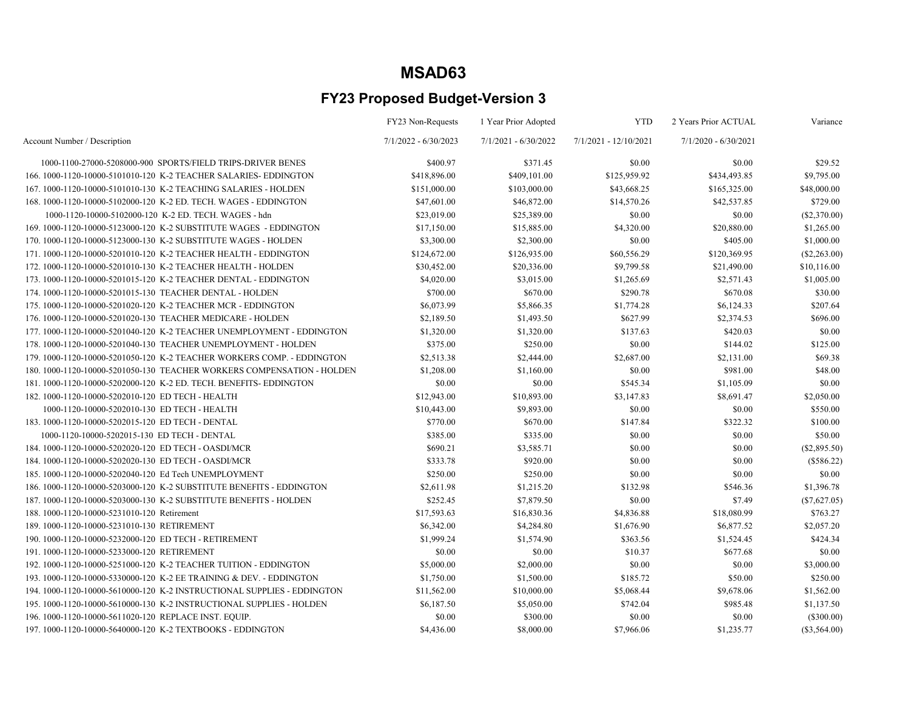# MSAD63

## FY23 Proposed Budget-Version 3

| Account Number / Description | FY23 Non-Requests 7/1/2022 - 6/30/2023 | 1 Year Prior Adopted 7/1/2021 - 6/30/2022 | YTD 7/1/2021 - 12/10/2021 | 2 Years Prior ACTUAL 7/1/2020 - 6/30/2021 | Variance |
|---|---|---|---|---|---|
| 1000-1100-27000-5208000-900 SPORTS/FIELD TRIPS-DRIVER BENES | $400.97 | $371.45 | $0.00 | $0.00 | $29.52 |
| 166. 1000-1120-10000-5101010-120 K-2 TEACHER SALARIES- EDDINGTON | $418,896.00 | $409,101.00 | $125,959.92 | $434,493.85 | $9,795.00 |
| 167. 1000-1120-10000-5101010-130 K-2 TEACHING SALARIES - HOLDEN | $151,000.00 | $103,000.00 | $43,668.25 | $165,325.00 | $48,000.00 |
| 168. 1000-1120-10000-5102000-120 K-2 ED. TECH. WAGES - EDDINGTON | $47,601.00 | $46,872.00 | $14,570.26 | $42,537.85 | $729.00 |
| 1000-1120-10000-5102000-120 K-2 ED. TECH. WAGES - hdn | $23,019.00 | $25,389.00 | $0.00 | $0.00 | ($2,370.00) |
| 169. 1000-1120-10000-5123000-120 K-2 SUBSTITUTE WAGES - EDDINGTON | $17,150.00 | $15,885.00 | $4,320.00 | $20,880.00 | $1,265.00 |
| 170. 1000-1120-10000-5123000-130 K-2 SUBSTITUTE WAGES - HOLDEN | $3,300.00 | $2,300.00 | $0.00 | $405.00 | $1,000.00 |
| 171. 1000-1120-10000-5201010-120 K-2 TEACHER HEALTH - EDDINGTON | $124,672.00 | $126,935.00 | $60,556.29 | $120,369.95 | ($2,263.00) |
| 172. 1000-1120-10000-5201010-130 K-2 TEACHER HEALTH - HOLDEN | $30,452.00 | $20,336.00 | $9,799.58 | $21,490.00 | $10,116.00 |
| 173. 1000-1120-10000-5201015-120 K-2 TEACHER DENTAL - EDDINGTON | $4,020.00 | $3,015.00 | $1,265.69 | $2,571.43 | $1,005.00 |
| 174. 1000-1120-10000-5201015-130 TEACHER DENTAL - HOLDEN | $700.00 | $670.00 | $290.78 | $670.08 | $30.00 |
| 175. 1000-1120-10000-5201020-120 K-2 TEACHER MCR - EDDINGTON | $6,073.99 | $5,866.35 | $1,774.28 | $6,124.33 | $207.64 |
| 176. 1000-1120-10000-5201020-130 TEACHER MEDICARE - HOLDEN | $2,189.50 | $1,493.50 | $627.99 | $2,374.53 | $696.00 |
| 177. 1000-1120-10000-5201040-120 K-2 TEACHER UNEMPLOYMENT - EDDINGTON | $1,320.00 | $1,320.00 | $137.63 | $420.03 | $0.00 |
| 178. 1000-1120-10000-5201040-130 TEACHER UNEMPLOYMENT - HOLDEN | $375.00 | $250.00 | $0.00 | $144.02 | $125.00 |
| 179. 1000-1120-10000-5201050-120 K-2 TEACHER WORKERS COMP. - EDDINGTON | $2,513.38 | $2,444.00 | $2,687.00 | $2,131.00 | $69.38 |
| 180. 1000-1120-10000-5201050-130 TEACHER WORKERS COMPENSATION - HOLDEN | $1,208.00 | $1,160.00 | $0.00 | $981.00 | $48.00 |
| 181. 1000-1120-10000-5202000-120 K-2 ED. TECH. BENEFITS- EDDINGTON | $0.00 | $0.00 | $545.34 | $1,105.09 | $0.00 |
| 182. 1000-1120-10000-5202010-120 ED TECH - HEALTH | $12,943.00 | $10,893.00 | $3,147.83 | $8,691.47 | $2,050.00 |
| 1000-1120-10000-5202010-130 ED TECH - HEALTH | $10,443.00 | $9,893.00 | $0.00 | $0.00 | $550.00 |
| 183. 1000-1120-10000-5202015-120 ED TECH - DENTAL | $770.00 | $670.00 | $147.84 | $322.32 | $100.00 |
| 1000-1120-10000-5202015-130 ED TECH - DENTAL | $385.00 | $335.00 | $0.00 | $0.00 | $50.00 |
| 184. 1000-1120-10000-5202020-120 ED TECH - OASDI/MCR | $690.21 | $3,585.71 | $0.00 | $0.00 | ($2,895.50) |
| 184. 1000-1120-10000-5202020-130 ED TECH - OASDI/MCR | $333.78 | $920.00 | $0.00 | $0.00 | ($586.22) |
| 185. 1000-1120-10000-5202040-120 Ed Tech UNEMPLOYMENT | $250.00 | $250.00 | $0.00 | $0.00 | $0.00 |
| 186. 1000-1120-10000-5203000-120 K-2 SUBSTITUTE BENEFITS - EDDINGTON | $2,611.98 | $1,215.20 | $132.98 | $546.36 | $1,396.78 |
| 187. 1000-1120-10000-5203000-130 K-2 SUBSTITUTE BENEFITS - HOLDEN | $252.45 | $7,879.50 | $0.00 | $7.49 | ($7,627.05) |
| 188. 1000-1120-10000-5231010-120 Retirement | $17,593.63 | $16,830.36 | $4,836.88 | $18,080.99 | $763.27 |
| 189. 1000-1120-10000-5231010-130 RETIREMENT | $6,342.00 | $4,284.80 | $1,676.90 | $6,877.52 | $2,057.20 |
| 190. 1000-1120-10000-5232000-120 ED TECH - RETIREMENT | $1,999.24 | $1,574.90 | $363.56 | $1,524.45 | $424.34 |
| 191. 1000-1120-10000-5233000-120 RETIREMENT | $0.00 | $0.00 | $10.37 | $677.68 | $0.00 |
| 192. 1000-1120-10000-5251000-120 K-2 TEACHER TUITION - EDDINGTON | $5,000.00 | $2,000.00 | $0.00 | $0.00 | $3,000.00 |
| 193. 1000-1120-10000-5330000-120 K-2 EE TRAINING & DEV. - EDDINGTON | $1,750.00 | $1,500.00 | $185.72 | $50.00 | $250.00 |
| 194. 1000-1120-10000-5610000-120 K-2 INSTRUCTIONAL SUPPLIES - EDDINGTON | $11,562.00 | $10,000.00 | $5,068.44 | $9,678.06 | $1,562.00 |
| 195. 1000-1120-10000-5610000-130 K-2 INSTRUCTIONAL SUPPLIES - HOLDEN | $6,187.50 | $5,050.00 | $742.04 | $985.48 | $1,137.50 |
| 196. 1000-1120-10000-5611020-120 REPLACE INST. EQUIP. | $0.00 | $300.00 | $0.00 | $0.00 | ($300.00) |
| 197. 1000-1120-10000-5640000-120 K-2 TEXTBOOKS - EDDINGTON | $4,436.00 | $8,000.00 | $7,966.06 | $1,235.77 | ($3,564.00) |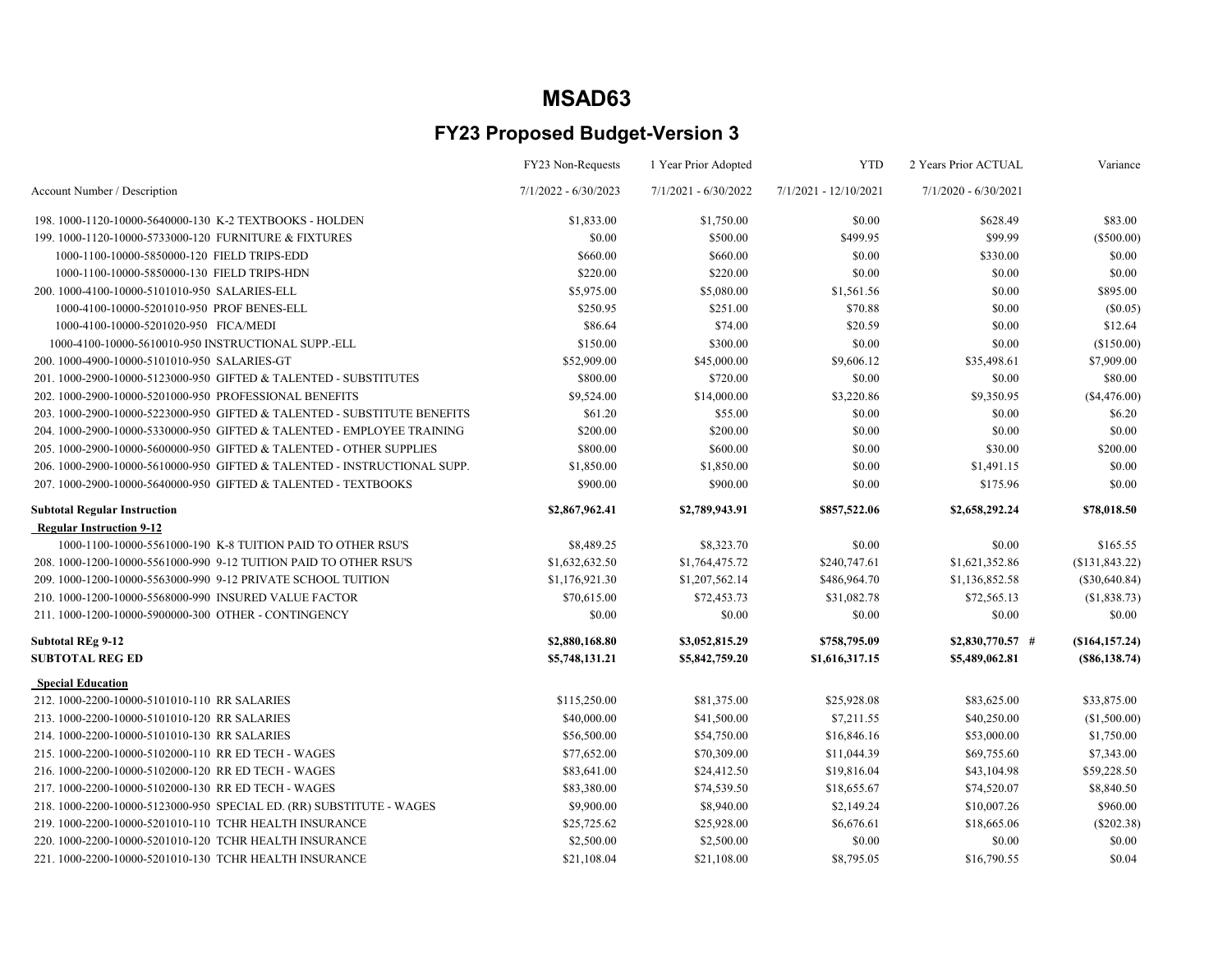# MSAD63

## FY23 Proposed Budget-Version 3

| Account Number / Description | FY23 Non-Requests 7/1/2022 - 6/30/2023 | 1 Year Prior Adopted 7/1/2021 - 6/30/2022 | YTD 7/1/2021 - 12/10/2021 | 2 Years Prior ACTUAL 7/1/2020 - 6/30/2021 | Variance |
|---|---|---|---|---|---|
| 198. 1000-1120-10000-5640000-130 K-2 TEXTBOOKS - HOLDEN | $1,833.00 | $1,750.00 | $0.00 | $628.49 | $83.00 |
| 199. 1000-1120-10000-5733000-120 FURNITURE & FIXTURES | $0.00 | $500.00 | $499.95 | $99.99 | ($500.00) |
| 1000-1100-10000-5850000-120 FIELD TRIPS-EDD | $660.00 | $660.00 | $0.00 | $330.00 | $0.00 |
| 1000-1100-10000-5850000-130 FIELD TRIPS-HDN | $220.00 | $220.00 | $0.00 | $0.00 | $0.00 |
| 200. 1000-4100-10000-5101010-950 SALARIES-ELL | $5,975.00 | $5,080.00 | $1,561.56 | $0.00 | $895.00 |
| 1000-4100-10000-5201010-950 PROF BENES-ELL | $250.95 | $251.00 | $70.88 | $0.00 | ($0.05) |
| 1000-4100-10000-5201020-950 FICA/MEDI | $86.64 | $74.00 | $20.59 | $0.00 | $12.64 |
| 1000-4100-10000-5610010-950 INSTRUCTIONAL SUPP.-ELL | $150.00 | $300.00 | $0.00 | $0.00 | ($150.00) |
| 200. 1000-4900-10000-5101010-950 SALARIES-GT | $52,909.00 | $45,000.00 | $9,606.12 | $35,498.61 | $7,909.00 |
| 201. 1000-2900-10000-5123000-950 GIFTED & TALENTED - SUBSTITUTES | $800.00 | $720.00 | $0.00 | $0.00 | $80.00 |
| 202. 1000-2900-10000-5201000-950 PROFESSIONAL BENEFITS | $9,524.00 | $14,000.00 | $3,220.86 | $9,350.95 | ($4,476.00) |
| 203. 1000-2900-10000-5223000-950 GIFTED & TALENTED - SUBSTITUTE BENEFITS | $61.20 | $55.00 | $0.00 | $0.00 | $6.20 |
| 204. 1000-2900-10000-5330000-950 GIFTED & TALENTED - EMPLOYEE TRAINING | $200.00 | $200.00 | $0.00 | $0.00 | $0.00 |
| 205. 1000-2900-10000-5600000-950 GIFTED & TALENTED - OTHER SUPPLIES | $800.00 | $600.00 | $0.00 | $30.00 | $200.00 |
| 206. 1000-2900-10000-5610000-950 GIFTED & TALENTED - INSTRUCTIONAL SUPP. | $1,850.00 | $1,850.00 | $0.00 | $1,491.15 | $0.00 |
| 207. 1000-2900-10000-5640000-950 GIFTED & TALENTED - TEXTBOOKS | $900.00 | $900.00 | $0.00 | $175.96 | $0.00 |
| **Subtotal Regular Instruction** | **$2,867,962.41** | **$2,789,943.91** | **$857,522.06** | **$2,658,292.24** | **$78,018.50** |
| **Regular Instruction 9-12** | | | | | |
| 1000-1100-10000-5561000-190 K-8 TUITION PAID TO OTHER RSU'S | $8,489.25 | $8,323.70 | $0.00 | $0.00 | $165.55 |
| 208. 1000-1200-10000-5561000-990 9-12 TUITION PAID TO OTHER RSU'S | $1,632,632.50 | $1,764,475.72 | $240,747.61 | $1,621,352.86 | ($131,843.22) |
| 209. 1000-1200-10000-5563000-990 9-12 PRIVATE SCHOOL TUITION | $1,176,921.30 | $1,207,562.14 | $486,964.70 | $1,136,852.58 | ($30,640.84) |
| 210. 1000-1200-10000-5568000-990 INSURED VALUE FACTOR | $70,615.00 | $72,453.73 | $31,082.78 | $72,565.13 | ($1,838.73) |
| 211. 1000-1200-10000-5900000-300 OTHER - CONTINGENCY | $0.00 | $0.00 | $0.00 | $0.00 | $0.00 |
| **Subtotal REg 9-12** | **$2,880,168.80** | **$3,052,815.29** | **$758,795.09** | **$2,830,770.57 #** | **($164,157.24)** |
| **SUBTOTAL REG ED** | **$5,748,131.21** | **$5,842,759.20** | **$1,616,317.15** | **$5,489,062.81** | **($86,138.74)** |
| **Special Education** | | | | | |
| 212. 1000-2200-10000-5101010-110 RR SALARIES | $115,250.00 | $81,375.00 | $25,928.08 | $83,625.00 | $33,875.00 |
| 213. 1000-2200-10000-5101010-120 RR SALARIES | $40,000.00 | $41,500.00 | $7,211.55 | $40,250.00 | ($1,500.00) |
| 214. 1000-2200-10000-5101010-130 RR SALARIES | $56,500.00 | $54,750.00 | $16,846.16 | $53,000.00 | $1,750.00 |
| 215. 1000-2200-10000-5102000-110 RR ED TECH - WAGES | $77,652.00 | $70,309.00 | $11,044.39 | $69,755.60 | $7,343.00 |
| 216. 1000-2200-10000-5102000-120 RR ED TECH - WAGES | $83,641.00 | $24,412.50 | $19,816.04 | $43,104.98 | $59,228.50 |
| 217. 1000-2200-10000-5102000-130 RR ED TECH - WAGES | $83,380.00 | $74,539.50 | $18,655.67 | $74,520.07 | $8,840.50 |
| 218. 1000-2200-10000-5123000-950 SPECIAL ED. (RR) SUBSTITUTE - WAGES | $9,900.00 | $8,940.00 | $2,149.24 | $10,007.26 | $960.00 |
| 219. 1000-2200-10000-5201010-110 TCHR HEALTH INSURANCE | $25,725.62 | $25,928.00 | $6,676.61 | $18,665.06 | ($202.38) |
| 220. 1000-2200-10000-5201010-120 TCHR HEALTH INSURANCE | $2,500.00 | $2,500.00 | $0.00 | $0.00 | $0.00 |
| 221. 1000-2200-10000-5201010-130 TCHR HEALTH INSURANCE | $21,108.04 | $21,108.00 | $8,795.05 | $16,790.55 | $0.04 |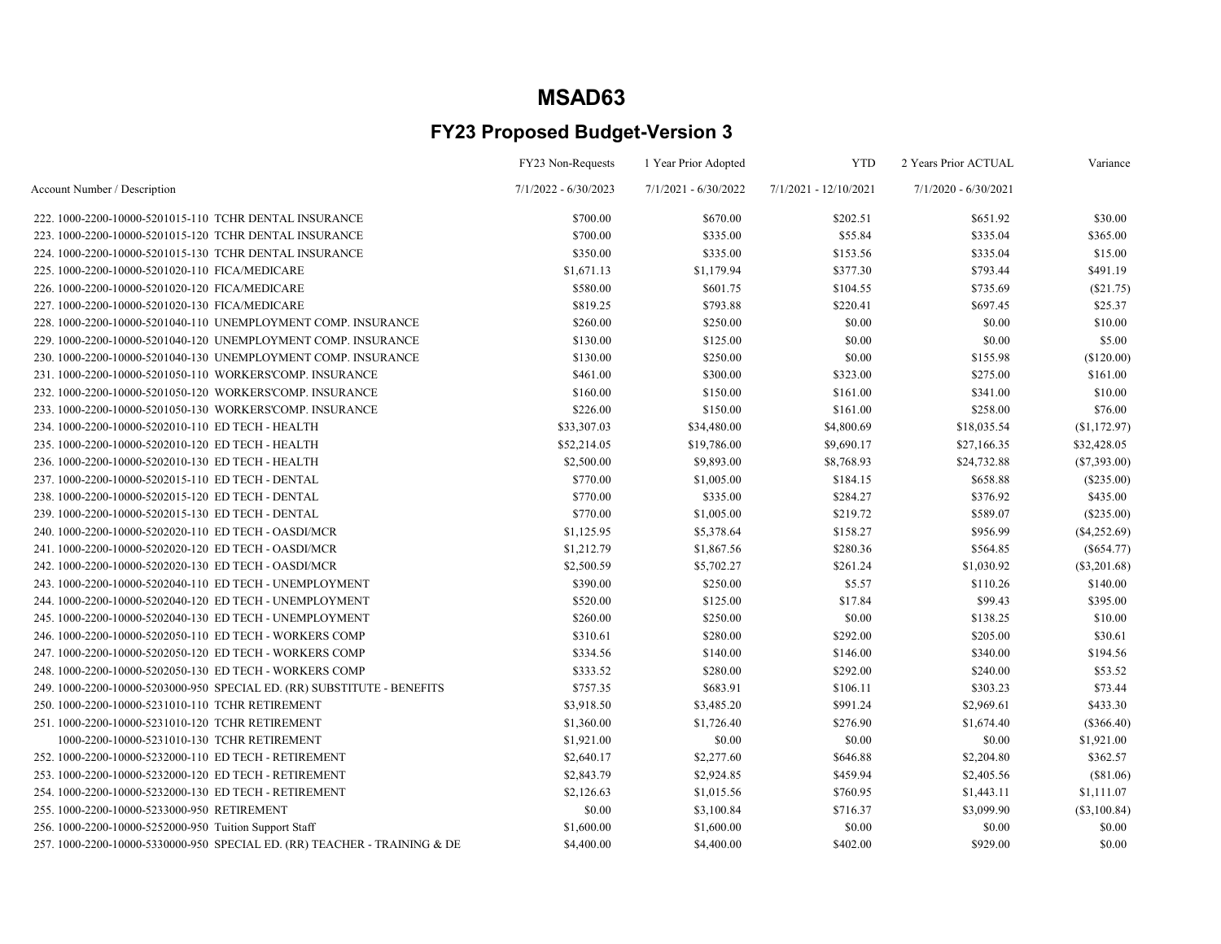# MSAD63

## FY23 Proposed Budget-Version 3

| Account Number / Description | FY23 Non-Requests 7/1/2022 - 6/30/2023 | 1 Year Prior Adopted 7/1/2021 - 6/30/2022 | YTD 7/1/2021 - 12/10/2021 | 2 Years Prior ACTUAL 7/1/2020 - 6/30/2021 | Variance |
|---|---|---|---|---|---|
| 222. 1000-2200-10000-5201015-110 TCHR DENTAL INSURANCE | $700.00 | $670.00 | $202.51 | $651.92 | $30.00 |
| 223. 1000-2200-10000-5201015-120 TCHR DENTAL INSURANCE | $700.00 | $335.00 | $55.84 | $335.04 | $365.00 |
| 224. 1000-2200-10000-5201015-130 TCHR DENTAL INSURANCE | $350.00 | $335.00 | $153.56 | $335.04 | $15.00 |
| 225. 1000-2200-10000-5201020-110 FICA/MEDICARE | $1,671.13 | $1,179.94 | $377.30 | $793.44 | $491.19 |
| 226. 1000-2200-10000-5201020-120 FICA/MEDICARE | $580.00 | $601.75 | $104.55 | $735.69 | ($21.75) |
| 227. 1000-2200-10000-5201020-130 FICA/MEDICARE | $819.25 | $793.88 | $220.41 | $697.45 | $25.37 |
| 228. 1000-2200-10000-5201040-110 UNEMPLOYMENT COMP. INSURANCE | $260.00 | $250.00 | $0.00 | $0.00 | $10.00 |
| 229. 1000-2200-10000-5201040-120 UNEMPLOYMENT COMP. INSURANCE | $130.00 | $125.00 | $0.00 | $0.00 | $5.00 |
| 230. 1000-2200-10000-5201040-130 UNEMPLOYMENT COMP. INSURANCE | $130.00 | $250.00 | $0.00 | $155.98 | ($120.00) |
| 231. 1000-2200-10000-5201050-110 WORKERS'COMP. INSURANCE | $461.00 | $300.00 | $323.00 | $275.00 | $161.00 |
| 232. 1000-2200-10000-5201050-120 WORKERS'COMP. INSURANCE | $160.00 | $150.00 | $161.00 | $341.00 | $10.00 |
| 233. 1000-2200-10000-5201050-130 WORKERS'COMP. INSURANCE | $226.00 | $150.00 | $161.00 | $258.00 | $76.00 |
| 234. 1000-2200-10000-5202010-110 ED TECH - HEALTH | $33,307.03 | $34,480.00 | $4,800.69 | $18,035.54 | ($1,172.97) |
| 235. 1000-2200-10000-5202010-120 ED TECH - HEALTH | $52,214.05 | $19,786.00 | $9,690.17 | $27,166.35 | $32,428.05 |
| 236. 1000-2200-10000-5202010-130 ED TECH - HEALTH | $2,500.00 | $9,893.00 | $8,768.93 | $24,732.88 | ($7,393.00) |
| 237. 1000-2200-10000-5202015-110 ED TECH - DENTAL | $770.00 | $1,005.00 | $184.15 | $658.88 | ($235.00) |
| 238. 1000-2200-10000-5202015-120 ED TECH - DENTAL | $770.00 | $335.00 | $284.27 | $376.92 | $435.00 |
| 239. 1000-2200-10000-5202015-130 ED TECH - DENTAL | $770.00 | $1,005.00 | $219.72 | $589.07 | ($235.00) |
| 240. 1000-2200-10000-5202020-110 ED TECH - OASDI/MCR | $1,125.95 | $5,378.64 | $158.27 | $956.99 | ($4,252.69) |
| 241. 1000-2200-10000-5202020-120 ED TECH - OASDI/MCR | $1,212.79 | $1,867.56 | $280.36 | $564.85 | ($654.77) |
| 242. 1000-2200-10000-5202020-130 ED TECH - OASDI/MCR | $2,500.59 | $5,702.27 | $261.24 | $1,030.92 | ($3,201.68) |
| 243. 1000-2200-10000-5202040-110 ED TECH - UNEMPLOYMENT | $390.00 | $250.00 | $5.57 | $110.26 | $140.00 |
| 244. 1000-2200-10000-5202040-120 ED TECH - UNEMPLOYMENT | $520.00 | $125.00 | $17.84 | $99.43 | $395.00 |
| 245. 1000-2200-10000-5202040-130 ED TECH - UNEMPLOYMENT | $260.00 | $250.00 | $0.00 | $138.25 | $10.00 |
| 246. 1000-2200-10000-5202050-110 ED TECH - WORKERS COMP | $310.61 | $280.00 | $292.00 | $205.00 | $30.61 |
| 247. 1000-2200-10000-5202050-120 ED TECH - WORKERS COMP | $334.56 | $140.00 | $146.00 | $340.00 | $194.56 |
| 248. 1000-2200-10000-5202050-130 ED TECH - WORKERS COMP | $333.52 | $280.00 | $292.00 | $240.00 | $53.52 |
| 249. 1000-2200-10000-5203000-950 SPECIAL ED. (RR) SUBSTITUTE - BENEFITS | $757.35 | $683.91 | $106.11 | $303.23 | $73.44 |
| 250. 1000-2200-10000-5231010-110 TCHR RETIREMENT | $3,918.50 | $3,485.20 | $991.24 | $2,969.61 | $433.30 |
| 251. 1000-2200-10000-5231010-120 TCHR RETIREMENT | $1,360.00 | $1,726.40 | $276.90 | $1,674.40 | ($366.40) |
| 1000-2200-10000-5231010-130 TCHR RETIREMENT | $1,921.00 | $0.00 | $0.00 | $0.00 | $1,921.00 |
| 252. 1000-2200-10000-5232000-110 ED TECH - RETIREMENT | $2,640.17 | $2,277.60 | $646.88 | $2,204.80 | $362.57 |
| 253. 1000-2200-10000-5232000-120 ED TECH - RETIREMENT | $2,843.79 | $2,924.85 | $459.94 | $2,405.56 | ($81.06) |
| 254. 1000-2200-10000-5232000-130 ED TECH - RETIREMENT | $2,126.63 | $1,015.56 | $760.95 | $1,443.11 | $1,111.07 |
| 255. 1000-2200-10000-5233000-950 RETIREMENT | $0.00 | $3,100.84 | $716.37 | $3,099.90 | ($3,100.84) |
| 256. 1000-2200-10000-5252000-950 Tuition Support Staff | $1,600.00 | $1,600.00 | $0.00 | $0.00 | $0.00 |
| 257. 1000-2200-10000-5330000-950 SPECIAL ED. (RR) TEACHER - TRAINING & DE | $4,400.00 | $4,400.00 | $402.00 | $929.00 | $0.00 |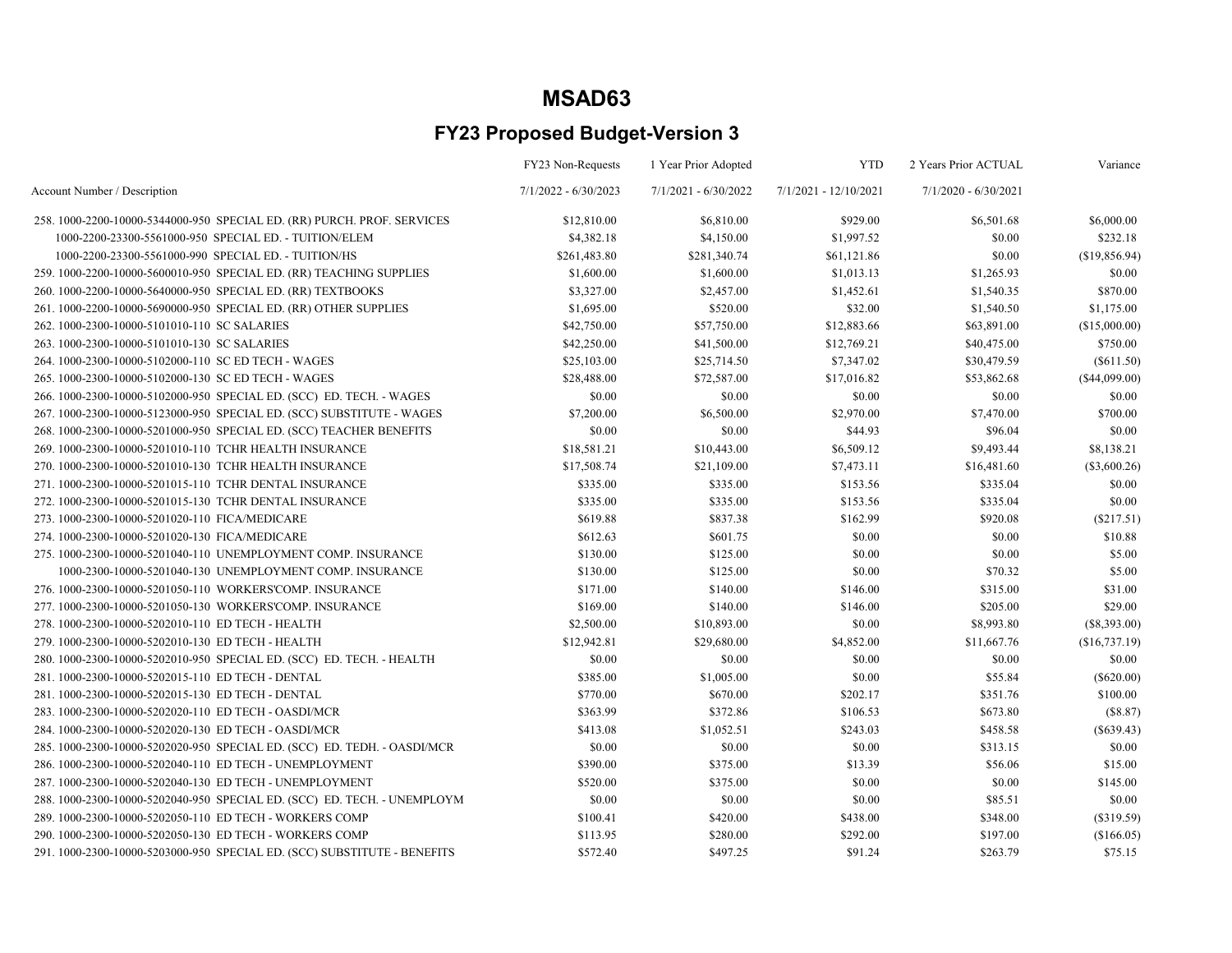# MSAD63

## FY23 Proposed Budget-Version 3

| Account Number / Description | FY23 Non-Requests<br>7/1/2022 - 6/30/2023 | 1 Year Prior Adopted<br>7/1/2021 - 6/30/2022 | YTD<br>7/1/2021 - 12/10/2021 | 2 Years Prior ACTUAL<br>7/1/2020 - 6/30/2021 | Variance |
|---|---|---|---|---|---|
| 258. 1000-2200-10000-5344000-950 SPECIAL ED. (RR) PURCH. PROF. SERVICES | $12,810.00 | $6,810.00 | $929.00 | $6,501.68 | $6,000.00 |
| 1000-2200-23300-5561000-950 SPECIAL ED. - TUITION/ELEM | $4,382.18 | $4,150.00 | $1,997.52 | $0.00 | $232.18 |
| 1000-2200-23300-5561000-990 SPECIAL ED. - TUITION/HS | $261,483.80 | $281,340.74 | $61,121.86 | $0.00 | ($19,856.94) |
| 259. 1000-2200-10000-5600010-950 SPECIAL ED. (RR) TEACHING SUPPLIES | $1,600.00 | $1,600.00 | $1,013.13 | $1,265.93 | $0.00 |
| 260. 1000-2200-10000-5640000-950 SPECIAL ED. (RR) TEXTBOOKS | $3,327.00 | $2,457.00 | $1,452.61 | $1,540.35 | $870.00 |
| 261. 1000-2200-10000-5690000-950 SPECIAL ED. (RR) OTHER SUPPLIES | $1,695.00 | $520.00 | $32.00 | $1,540.50 | $1,175.00 |
| 262. 1000-2300-10000-5101010-110 SC SALARIES | $42,750.00 | $57,750.00 | $12,883.66 | $63,891.00 | ($15,000.00) |
| 263. 1000-2300-10000-5101010-130 SC SALARIES | $42,250.00 | $41,500.00 | $12,769.21 | $40,475.00 | $750.00 |
| 264. 1000-2300-10000-5102000-110 SC ED TECH - WAGES | $25,103.00 | $25,714.50 | $7,347.02 | $30,479.59 | ($611.50) |
| 265. 1000-2300-10000-5102000-130 SC ED TECH - WAGES | $28,488.00 | $72,587.00 | $17,016.82 | $53,862.68 | ($44,099.00) |
| 266. 1000-2300-10000-5102000-950 SPECIAL ED. (SCC) ED. TECH. - WAGES | $0.00 | $0.00 | $0.00 | $0.00 | $0.00 |
| 267. 1000-2300-10000-5123000-950 SPECIAL ED. (SCC) SUBSTITUTE - WAGES | $7,200.00 | $6,500.00 | $2,970.00 | $7,470.00 | $700.00 |
| 268. 1000-2300-10000-5201000-950 SPECIAL ED. (SCC) TEACHER BENEFITS | $0.00 | $0.00 | $44.93 | $96.04 | $0.00 |
| 269. 1000-2300-10000-5201010-110 TCHR HEALTH INSURANCE | $18,581.21 | $10,443.00 | $6,509.12 | $9,493.44 | $8,138.21 |
| 270. 1000-2300-10000-5201010-130 TCHR HEALTH INSURANCE | $17,508.74 | $21,109.00 | $7,473.11 | $16,481.60 | ($3,600.26) |
| 271. 1000-2300-10000-5201015-110 TCHR DENTAL INSURANCE | $335.00 | $335.00 | $153.56 | $335.04 | $0.00 |
| 272. 1000-2300-10000-5201015-130 TCHR DENTAL INSURANCE | $335.00 | $335.00 | $153.56 | $335.04 | $0.00 |
| 273. 1000-2300-10000-5201020-110 FICA/MEDICARE | $619.88 | $837.38 | $162.99 | $920.08 | ($217.51) |
| 274. 1000-2300-10000-5201020-130 FICA/MEDICARE | $612.63 | $601.75 | $0.00 | $0.00 | $10.88 |
| 275. 1000-2300-10000-5201040-110 UNEMPLOYMENT COMP. INSURANCE | $130.00 | $125.00 | $0.00 | $0.00 | $5.00 |
| 1000-2300-10000-5201040-130 UNEMPLOYMENT COMP. INSURANCE | $130.00 | $125.00 | $0.00 | $70.32 | $5.00 |
| 276. 1000-2300-10000-5201050-110 WORKERS'COMP. INSURANCE | $171.00 | $140.00 | $146.00 | $315.00 | $31.00 |
| 277. 1000-2300-10000-5201050-130 WORKERS'COMP. INSURANCE | $169.00 | $140.00 | $146.00 | $205.00 | $29.00 |
| 278. 1000-2300-10000-5202010-110 ED TECH - HEALTH | $2,500.00 | $10,893.00 | $0.00 | $8,993.80 | ($8,393.00) |
| 279. 1000-2300-10000-5202010-130 ED TECH - HEALTH | $12,942.81 | $29,680.00 | $4,852.00 | $11,667.76 | ($16,737.19) |
| 280. 1000-2300-10000-5202010-950 SPECIAL ED. (SCC) ED. TECH. - HEALTH | $0.00 | $0.00 | $0.00 | $0.00 | $0.00 |
| 281. 1000-2300-10000-5202015-110 ED TECH - DENTAL | $385.00 | $1,005.00 | $0.00 | $55.84 | ($620.00) |
| 281. 1000-2300-10000-5202015-130 ED TECH - DENTAL | $770.00 | $670.00 | $202.17 | $351.76 | $100.00 |
| 283. 1000-2300-10000-5202020-110 ED TECH - OASDI/MCR | $363.99 | $372.86 | $106.53 | $673.80 | ($8.87) |
| 284. 1000-2300-10000-5202020-130 ED TECH - OASDI/MCR | $413.08 | $1,052.51 | $243.03 | $458.58 | ($639.43) |
| 285. 1000-2300-10000-5202020-950 SPECIAL ED. (SCC) ED. TEDH. - OASDI/MCR | $0.00 | $0.00 | $0.00 | $313.15 | $0.00 |
| 286. 1000-2300-10000-5202040-110 ED TECH - UNEMPLOYMENT | $390.00 | $375.00 | $13.39 | $56.06 | $15.00 |
| 287. 1000-2300-10000-5202040-130 ED TECH - UNEMPLOYMENT | $520.00 | $375.00 | $0.00 | $0.00 | $145.00 |
| 288. 1000-2300-10000-5202040-950 SPECIAL ED. (SCC) ED. TECH. - UNEMPLOYM | $0.00 | $0.00 | $0.00 | $85.51 | $0.00 |
| 289. 1000-2300-10000-5202050-110 ED TECH - WORKERS COMP | $100.41 | $420.00 | $438.00 | $348.00 | ($319.59) |
| 290. 1000-2300-10000-5202050-130 ED TECH - WORKERS COMP | $113.95 | $280.00 | $292.00 | $197.00 | ($166.05) |
| 291. 1000-2300-10000-5203000-950 SPECIAL ED. (SCC) SUBSTITUTE - BENEFITS | $572.40 | $497.25 | $91.24 | $263.79 | $75.15 |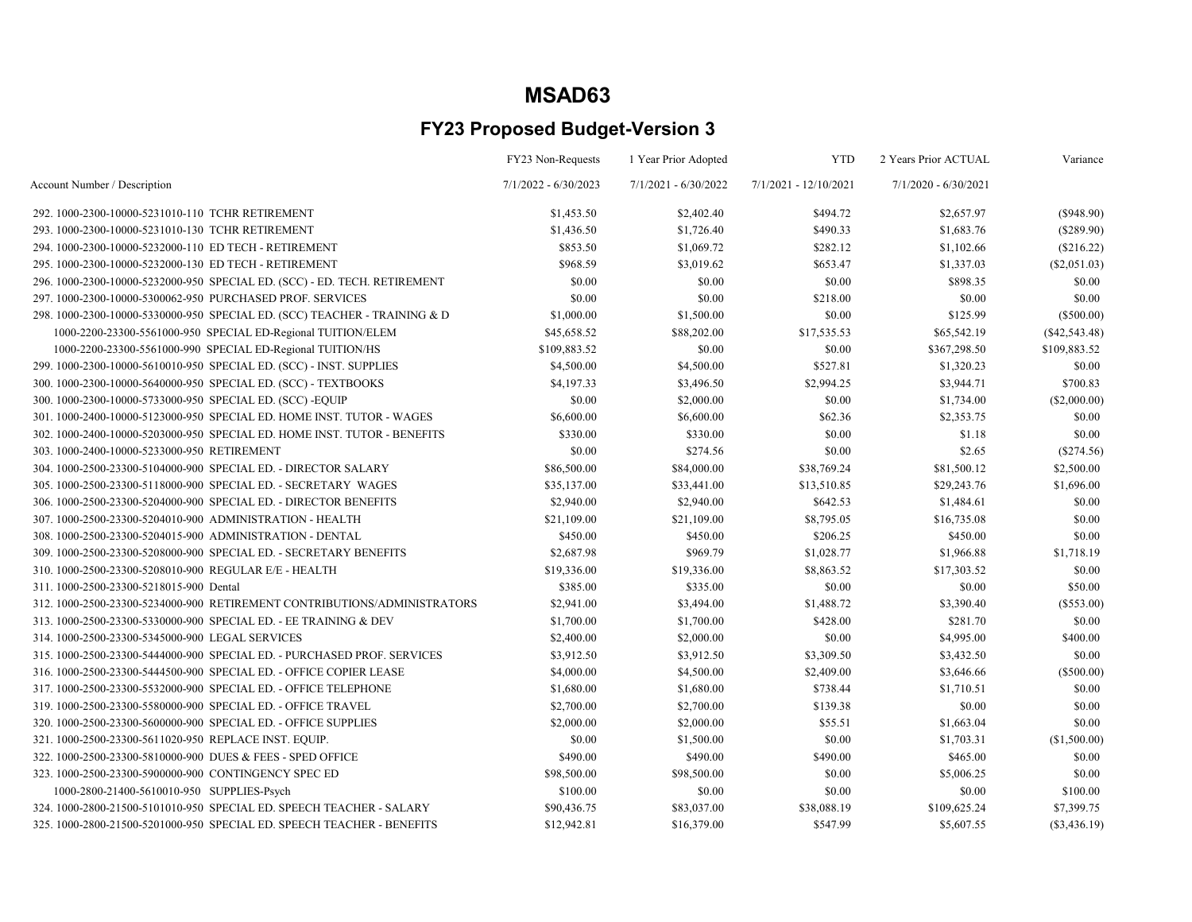# MSAD63

## FY23 Proposed Budget-Version 3

| Account Number / Description | FY23 Non-Requests<br>7/1/2022 - 6/30/2023 | 1 Year Prior Adopted<br>7/1/2021 - 6/30/2022 | YTD<br>7/1/2021 - 12/10/2021 | 2 Years Prior ACTUAL<br>7/1/2020 - 6/30/2021 | Variance |
|---|---|---|---|---|---|
| 292. 1000-2300-10000-5231010-110 TCHR RETIREMENT | $1,453.50 | $2,402.40 | $494.72 | $2,657.97 | ($948.90) |
| 293. 1000-2300-10000-5231010-130 TCHR RETIREMENT | $1,436.50 | $1,726.40 | $490.33 | $1,683.76 | ($289.90) |
| 294. 1000-2300-10000-5232000-110 ED TECH - RETIREMENT | $853.50 | $1,069.72 | $282.12 | $1,102.66 | ($216.22) |
| 295. 1000-2300-10000-5232000-130 ED TECH - RETIREMENT | $968.59 | $3,019.62 | $653.47 | $1,337.03 | ($2,051.03) |
| 296. 1000-2300-10000-5232000-950 SPECIAL ED. (SCC) - ED. TECH. RETIREMENT | $0.00 | $0.00 | $0.00 | $898.35 | $0.00 |
| 297. 1000-2300-10000-5300062-950 PURCHASED PROF. SERVICES | $0.00 | $0.00 | $218.00 | $0.00 | $0.00 |
| 298. 1000-2300-10000-5330000-950 SPECIAL ED. (SCC) TEACHER - TRAINING & D | $1,000.00 | $1,500.00 | $0.00 | $125.99 | ($500.00) |
| 1000-2200-23300-5561000-950 SPECIAL ED-Regional TUITION/ELEM | $45,658.52 | $88,202.00 | $17,535.53 | $65,542.19 | ($42,543.48) |
| 1000-2200-23300-5561000-990 SPECIAL ED-Regional TUITION/HS | $109,883.52 | $0.00 | $0.00 | $367,298.50 | $109,883.52 |
| 299. 1000-2300-10000-5610010-950 SPECIAL ED. (SCC) - INST. SUPPLIES | $4,500.00 | $4,500.00 | $527.81 | $1,320.23 | $0.00 |
| 300. 1000-2300-10000-5640000-950 SPECIAL ED. (SCC) - TEXTBOOKS | $4,197.33 | $3,496.50 | $2,994.25 | $3,944.71 | $700.83 |
| 300. 1000-2300-10000-5733000-950 SPECIAL ED. (SCC) -EQUIP | $0.00 | $2,000.00 | $0.00 | $1,734.00 | ($2,000.00) |
| 301. 1000-2400-10000-5123000-950 SPECIAL ED. HOME INST. TUTOR - WAGES | $6,600.00 | $6,600.00 | $62.36 | $2,353.75 | $0.00 |
| 302. 1000-2400-10000-5203000-950 SPECIAL ED. HOME INST. TUTOR - BENEFITS | $330.00 | $330.00 | $0.00 | $1.18 | $0.00 |
| 303. 1000-2400-10000-5233000-950 RETIREMENT | $0.00 | $274.56 | $0.00 | $2.65 | ($274.56) |
| 304. 1000-2500-23300-5104000-900 SPECIAL ED. - DIRECTOR SALARY | $86,500.00 | $84,000.00 | $38,769.24 | $81,500.12 | $2,500.00 |
| 305. 1000-2500-23300-5118000-900 SPECIAL ED. - SECRETARY WAGES | $35,137.00 | $33,441.00 | $13,510.85 | $29,243.76 | $1,696.00 |
| 306. 1000-2500-23300-5204000-900 SPECIAL ED. - DIRECTOR BENEFITS | $2,940.00 | $2,940.00 | $642.53 | $1,484.61 | $0.00 |
| 307. 1000-2500-23300-5204010-900 ADMINISTRATION - HEALTH | $21,109.00 | $21,109.00 | $8,795.05 | $16,735.08 | $0.00 |
| 308. 1000-2500-23300-5204015-900 ADMINISTRATION - DENTAL | $450.00 | $450.00 | $206.25 | $450.00 | $0.00 |
| 309. 1000-2500-23300-5208000-900 SPECIAL ED. - SECRETARY BENEFITS | $2,687.98 | $969.79 | $1,028.77 | $1,966.88 | $1,718.19 |
| 310. 1000-2500-23300-5208010-900 REGULAR E/E - HEALTH | $19,336.00 | $19,336.00 | $8,863.52 | $17,303.52 | $0.00 |
| 311. 1000-2500-23300-5218015-900 Dental | $385.00 | $335.00 | $0.00 | $0.00 | $50.00 |
| 312. 1000-2500-23300-5234000-900 RETIREMENT CONTRIBUTIONS/ADMINISTRATORS | $2,941.00 | $3,494.00 | $1,488.72 | $3,390.40 | ($553.00) |
| 313. 1000-2500-23300-5330000-900 SPECIAL ED. - EE TRAINING & DEV | $1,700.00 | $1,700.00 | $428.00 | $281.70 | $0.00 |
| 314. 1000-2500-23300-5345000-900 LEGAL SERVICES | $2,400.00 | $2,000.00 | $0.00 | $4,995.00 | $400.00 |
| 315. 1000-2500-23300-5444000-900 SPECIAL ED. - PURCHASED PROF. SERVICES | $3,912.50 | $3,912.50 | $3,309.50 | $3,432.50 | $0.00 |
| 316. 1000-2500-23300-5444500-900 SPECIAL ED. - OFFICE COPIER LEASE | $4,000.00 | $4,500.00 | $2,409.00 | $3,646.66 | ($500.00) |
| 317. 1000-2500-23300-5532000-900 SPECIAL ED. - OFFICE TELEPHONE | $1,680.00 | $1,680.00 | $738.44 | $1,710.51 | $0.00 |
| 319. 1000-2500-23300-5580000-900 SPECIAL ED. - OFFICE TRAVEL | $2,700.00 | $2,700.00 | $139.38 | $0.00 | $0.00 |
| 320. 1000-2500-23300-5600000-900 SPECIAL ED. - OFFICE SUPPLIES | $2,000.00 | $2,000.00 | $55.51 | $1,663.04 | $0.00 |
| 321. 1000-2500-23300-5611020-950 REPLACE INST. EQUIP. | $0.00 | $1,500.00 | $0.00 | $1,703.31 | ($1,500.00) |
| 322. 1000-2500-23300-5810000-900 DUES & FEES - SPED OFFICE | $490.00 | $490.00 | $490.00 | $465.00 | $0.00 |
| 323. 1000-2500-23300-5900000-900 CONTINGENCY SPEC ED | $98,500.00 | $98,500.00 | $0.00 | $5,006.25 | $0.00 |
| 1000-2800-21400-5610010-950 SUPPLIES-Psych | $100.00 | $0.00 | $0.00 | $0.00 | $100.00 |
| 324. 1000-2800-21500-5101010-950 SPECIAL ED. SPEECH TEACHER - SALARY | $90,436.75 | $83,037.00 | $38,088.19 | $109,625.24 | $7,399.75 |
| 325. 1000-2800-21500-5201000-950 SPECIAL ED. SPEECH TEACHER - BENEFITS | $12,942.81 | $16,379.00 | $547.99 | $5,607.55 | ($3,436.19) |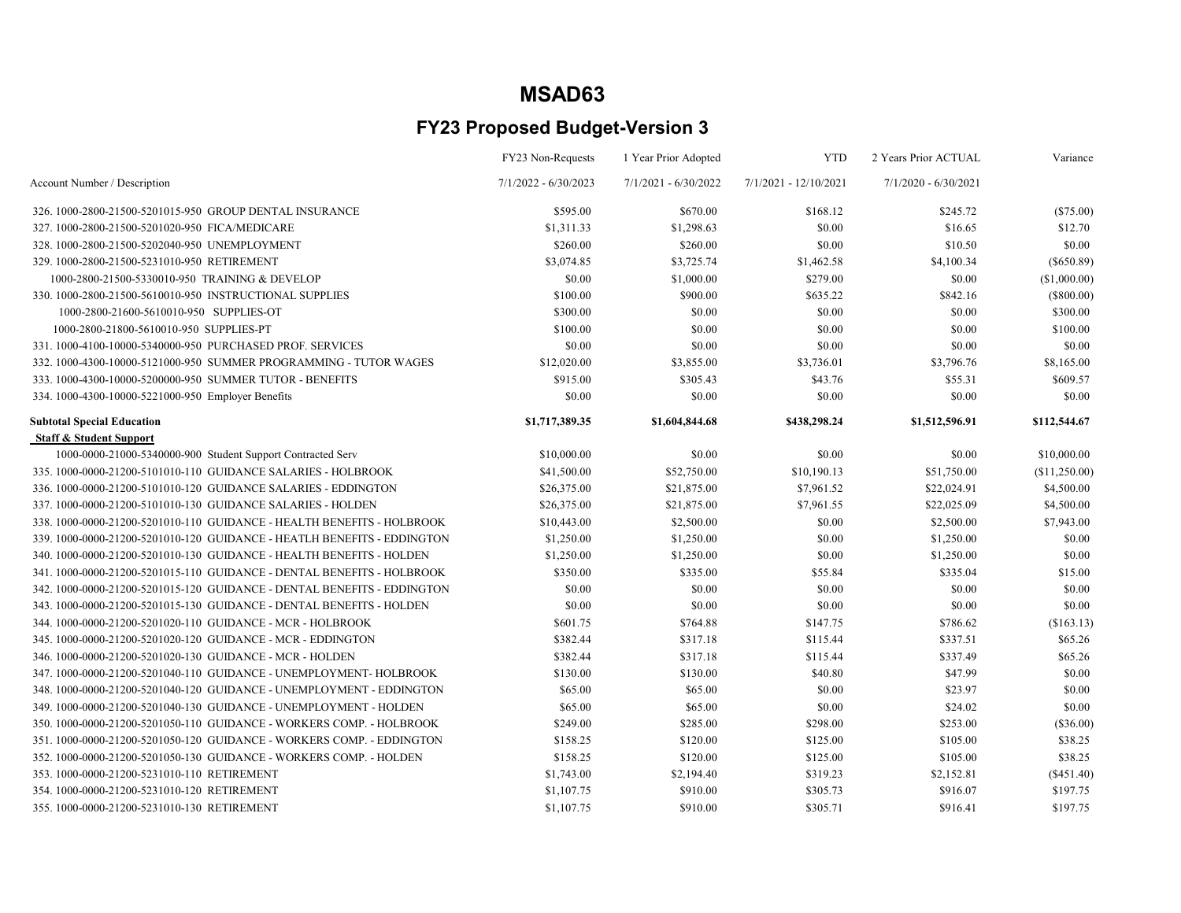# MSAD63

## FY23 Proposed Budget-Version 3

| Account Number / Description | FY23 Non-Requests 7/1/2022 - 6/30/2023 | 1 Year Prior Adopted 7/1/2021 - 6/30/2022 | YTD 7/1/2021 - 12/10/2021 | 2 Years Prior ACTUAL 7/1/2020 - 6/30/2021 | Variance |
|---|---|---|---|---|---|
| 326. 1000-2800-21500-5201015-950 GROUP DENTAL INSURANCE | $595.00 | $670.00 | $168.12 | $245.72 | ($75.00) |
| 327. 1000-2800-21500-5201020-950 FICA/MEDICARE | $1,311.33 | $1,298.63 | $0.00 | $16.65 | $12.70 |
| 328. 1000-2800-21500-5202040-950 UNEMPLOYMENT | $260.00 | $260.00 | $0.00 | $10.50 | $0.00 |
| 329. 1000-2800-21500-5231010-950 RETIREMENT | $3,074.85 | $3,725.74 | $1,462.58 | $4,100.34 | ($650.89) |
| 1000-2800-21500-5330010-950 TRAINING & DEVELOP | $0.00 | $1,000.00 | $279.00 | $0.00 | ($1,000.00) |
| 330. 1000-2800-21500-5610010-950 INSTRUCTIONAL SUPPLIES | $100.00 | $900.00 | $635.22 | $842.16 | ($800.00) |
| 1000-2800-21600-5610010-950 SUPPLIES-OT | $300.00 | $0.00 | $0.00 | $0.00 | $300.00 |
| 1000-2800-21800-5610010-950 SUPPLIES-PT | $100.00 | $0.00 | $0.00 | $0.00 | $100.00 |
| 331. 1000-4100-10000-5340000-950 PURCHASED PROF. SERVICES | $0.00 | $0.00 | $0.00 | $0.00 | $0.00 |
| 332. 1000-4300-10000-5121000-950 SUMMER PROGRAMMING - TUTOR WAGES | $12,020.00 | $3,855.00 | $3,736.01 | $3,796.76 | $8,165.00 |
| 333. 1000-4300-10000-5200000-950 SUMMER TUTOR - BENEFITS | $915.00 | $305.43 | $43.76 | $55.31 | $609.57 |
| 334. 1000-4300-10000-5221000-950 Employer Benefits | $0.00 | $0.00 | $0.00 | $0.00 | $0.00 |
| **Subtotal Special Education** | **$1,717,389.35** | **$1,604,844.68** | **$438,298.24** | **$1,512,596.91** | **$112,544.67** |
| **Staff & Student Support** | | | | | |
| 1000-0000-21000-5340000-900 Student Support Contracted Serv | $10,000.00 | $0.00 | $0.00 | $0.00 | $10,000.00 |
| 335. 1000-0000-21200-5101010-110 GUIDANCE SALARIES - HOLBROOK | $41,500.00 | $52,750.00 | $10,190.13 | $51,750.00 | ($11,250.00) |
| 336. 1000-0000-21200-5101010-120 GUIDANCE SALARIES - EDDINGTON | $26,375.00 | $21,875.00 | $7,961.52 | $22,024.91 | $4,500.00 |
| 337. 1000-0000-21200-5101010-130 GUIDANCE SALARIES - HOLDEN | $26,375.00 | $21,875.00 | $7,961.55 | $22,025.09 | $4,500.00 |
| 338. 1000-0000-21200-5201010-110 GUIDANCE - HEALTH BENEFITS - HOLBROOK | $10,443.00 | $2,500.00 | $0.00 | $2,500.00 | $7,943.00 |
| 339. 1000-0000-21200-5201010-120 GUIDANCE - HEATLH BENEFITS - EDDINGTON | $1,250.00 | $1,250.00 | $0.00 | $1,250.00 | $0.00 |
| 340. 1000-0000-21200-5201010-130 GUIDANCE - HEALTH BENEFITS - HOLDEN | $1,250.00 | $1,250.00 | $0.00 | $1,250.00 | $0.00 |
| 341. 1000-0000-21200-5201015-110 GUIDANCE - DENTAL BENEFITS - HOLBROOK | $350.00 | $335.00 | $55.84 | $335.04 | $15.00 |
| 342. 1000-0000-21200-5201015-120 GUIDANCE - DENTAL BENEFITS - EDDINGTON | $0.00 | $0.00 | $0.00 | $0.00 | $0.00 |
| 343. 1000-0000-21200-5201015-130 GUIDANCE - DENTAL BENEFITS - HOLDEN | $0.00 | $0.00 | $0.00 | $0.00 | $0.00 |
| 344. 1000-0000-21200-5201020-110 GUIDANCE - MCR - HOLBROOK | $601.75 | $764.88 | $147.75 | $786.62 | ($163.13) |
| 345. 1000-0000-21200-5201020-120 GUIDANCE - MCR - EDDINGTON | $382.44 | $317.18 | $115.44 | $337.51 | $65.26 |
| 346. 1000-0000-21200-5201020-130 GUIDANCE - MCR - HOLDEN | $382.44 | $317.18 | $115.44 | $337.49 | $65.26 |
| 347. 1000-0000-21200-5201040-110 GUIDANCE - UNEMPLOYMENT- HOLBROOK | $130.00 | $130.00 | $40.80 | $47.99 | $0.00 |
| 348. 1000-0000-21200-5201040-120 GUIDANCE - UNEMPLOYMENT - EDDINGTON | $65.00 | $65.00 | $0.00 | $23.97 | $0.00 |
| 349. 1000-0000-21200-5201040-130 GUIDANCE - UNEMPLOYMENT - HOLDEN | $65.00 | $65.00 | $0.00 | $24.02 | $0.00 |
| 350. 1000-0000-21200-5201050-110 GUIDANCE - WORKERS COMP. - HOLBROOK | $249.00 | $285.00 | $298.00 | $253.00 | ($36.00) |
| 351. 1000-0000-21200-5201050-120 GUIDANCE - WORKERS COMP. - EDDINGTON | $158.25 | $120.00 | $125.00 | $105.00 | $38.25 |
| 352. 1000-0000-21200-5201050-130 GUIDANCE - WORKERS COMP. - HOLDEN | $158.25 | $120.00 | $125.00 | $105.00 | $38.25 |
| 353. 1000-0000-21200-5231010-110 RETIREMENT | $1,743.00 | $2,194.40 | $319.23 | $2,152.81 | ($451.40) |
| 354. 1000-0000-21200-5231010-120 RETIREMENT | $1,107.75 | $910.00 | $305.73 | $916.07 | $197.75 |
| 355. 1000-0000-21200-5231010-130 RETIREMENT | $1,107.75 | $910.00 | $305.71 | $916.41 | $197.75 |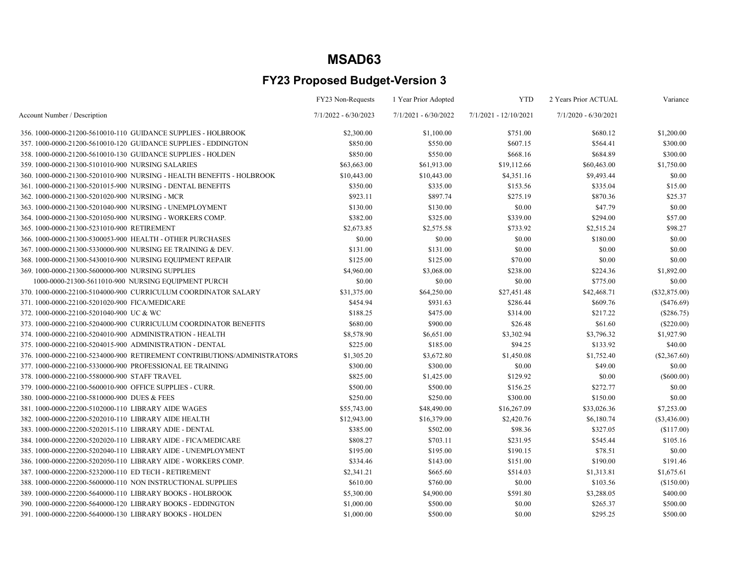# MSAD63

## FY23 Proposed Budget-Version 3

| Account Number / Description | FY23 Non-Requests<br>7/1/2022 - 6/30/2023 | 1 Year Prior Adopted<br>7/1/2021 - 6/30/2022 | YTD<br>7/1/2021 - 12/10/2021 | 2 Years Prior ACTUAL<br>7/1/2020 - 6/30/2021 | Variance |
|---|---|---|---|---|---|
| 356. 1000-0000-21200-5610010-110 GUIDANCE SUPPLIES - HOLBROOK | $2,300.00 | $1,100.00 | $751.00 | $680.12 | $1,200.00 |
| 357. 1000-0000-21200-5610010-120 GUIDANCE SUPPLIES - EDDINGTON | $850.00 | $550.00 | $607.15 | $564.41 | $300.00 |
| 358. 1000-0000-21200-5610010-130 GUIDANCE SUPPLIES - HOLDEN | $850.00 | $550.00 | $668.16 | $684.89 | $300.00 |
| 359. 1000-0000-21300-5101010-900 NURSING SALARIES | $63,663.00 | $61,913.00 | $19,112.66 | $60,463.00 | $1,750.00 |
| 360. 1000-0000-21300-5201010-900 NURSING - HEALTH BENEFITS - HOLBROOK | $10,443.00 | $10,443.00 | $4,351.16 | $9,493.44 | $0.00 |
| 361. 1000-0000-21300-5201015-900 NURSING - DENTAL BENEFITS | $350.00 | $335.00 | $153.56 | $335.04 | $15.00 |
| 362. 1000-0000-21300-5201020-900 NURSING - MCR | $923.11 | $897.74 | $275.19 | $870.36 | $25.37 |
| 363. 1000-0000-21300-5201040-900 NURSING - UNEMPLOYMENT | $130.00 | $130.00 | $0.00 | $47.79 | $0.00 |
| 364. 1000-0000-21300-5201050-900 NURSING - WORKERS COMP. | $382.00 | $325.00 | $339.00 | $294.00 | $57.00 |
| 365. 1000-0000-21300-5231010-900 RETIREMENT | $2,673.85 | $2,575.58 | $733.92 | $2,515.24 | $98.27 |
| 366. 1000-0000-21300-5300053-900 HEALTH - OTHER PURCHASES | $0.00 | $0.00 | $0.00 | $180.00 | $0.00 |
| 367. 1000-0000-21300-5330000-900 NURSING EE TRAINING & DEV. | $131.00 | $131.00 | $0.00 | $0.00 | $0.00 |
| 368. 1000-0000-21300-5430010-900 NURSING EQUIPMENT REPAIR | $125.00 | $125.00 | $70.00 | $0.00 | $0.00 |
| 369. 1000-0000-21300-5600000-900 NURSING SUPPLIES | $4,960.00 | $3,068.00 | $238.00 | $224.36 | $1,892.00 |
| 1000-0000-21300-5611010-900 NURSING EQUIPMENT PURCH | $0.00 | $0.00 | $0.00 | $775.00 | $0.00 |
| 370. 1000-0000-22100-5104000-900 CURRICULUM COORDINATOR SALARY | $31,375.00 | $64,250.00 | $27,451.48 | $42,468.71 | ($32,875.00) |
| 371. 1000-0000-22100-5201020-900 FICA/MEDICARE | $454.94 | $931.63 | $286.44 | $609.76 | ($476.69) |
| 372. 1000-0000-22100-5201040-900 UC & WC | $188.25 | $475.00 | $314.00 | $217.22 | ($286.75) |
| 373. 1000-0000-22100-5204000-900 CURRICULUM COORDINATOR BENEFITS | $680.00 | $900.00 | $26.48 | $61.60 | ($220.00) |
| 374. 1000-0000-22100-5204010-900 ADMINISTRATION - HEALTH | $8,578.90 | $6,651.00 | $3,302.94 | $3,796.32 | $1,927.90 |
| 375. 1000-0000-22100-5204015-900 ADMINISTRATION - DENTAL | $225.00 | $185.00 | $94.25 | $133.92 | $40.00 |
| 376. 1000-0000-22100-5234000-900 RETIREMENT CONTRIBUTIONS/ADMINISTRATORS | $1,305.20 | $3,672.80 | $1,450.08 | $1,752.40 | ($2,367.60) |
| 377. 1000-0000-22100-5330000-900 PROFESSIONAL EE TRAINING | $300.00 | $300.00 | $0.00 | $49.00 | $0.00 |
| 378. 1000-0000-22100-5580000-900 STAFF TRAVEL | $825.00 | $1,425.00 | $129.92 | $0.00 | ($600.00) |
| 379. 1000-0000-22100-5600010-900 OFFICE SUPPLIES - CURR. | $500.00 | $500.00 | $156.25 | $272.77 | $0.00 |
| 380. 1000-0000-22100-5810000-900 DUES & FEES | $250.00 | $250.00 | $300.00 | $150.00 | $0.00 |
| 381. 1000-0000-22200-5102000-110 LIBRARY AIDE WAGES | $55,743.00 | $48,490.00 | $16,267.09 | $33,026.36 | $7,253.00 |
| 382. 1000-0000-22200-5202010-110 LIBRARY AIDE HEALTH | $12,943.00 | $16,379.00 | $2,420.76 | $6,180.74 | ($3,436.00) |
| 383. 1000-0000-22200-5202015-110 LIBRARY ADIE - DENTAL | $385.00 | $502.00 | $98.36 | $327.05 | ($117.00) |
| 384. 1000-0000-22200-5202020-110 LIBRARY AIDE - FICA/MEDICARE | $808.27 | $703.11 | $231.95 | $545.44 | $105.16 |
| 385. 1000-0000-22200-5202040-110 LIBRARY AIDE - UNEMPLOYMENT | $195.00 | $195.00 | $190.15 | $78.51 | $0.00 |
| 386. 1000-0000-22200-5202050-110 LIBRARY AIDE - WORKERS COMP. | $334.46 | $143.00 | $151.00 | $190.00 | $191.46 |
| 387. 1000-0000-22200-5232000-110 ED TECH - RETIREMENT | $2,341.21 | $665.60 | $514.03 | $1,313.81 | $1,675.61 |
| 388. 1000-0000-22200-5600000-110 NON INSTRUCTIONAL SUPPLIES | $610.00 | $760.00 | $0.00 | $103.56 | ($150.00) |
| 389. 1000-0000-22200-5640000-110 LIBRARY BOOKS - HOLBROOK | $5,300.00 | $4,900.00 | $591.80 | $3,288.05 | $400.00 |
| 390. 1000-0000-22200-5640000-120 LIBRARY BOOKS - EDDINGTON | $1,000.00 | $500.00 | $0.00 | $265.37 | $500.00 |
| 391. 1000-0000-22200-5640000-130 LIBRARY BOOKS - HOLDEN | $1,000.00 | $500.00 | $0.00 | $295.25 | $500.00 |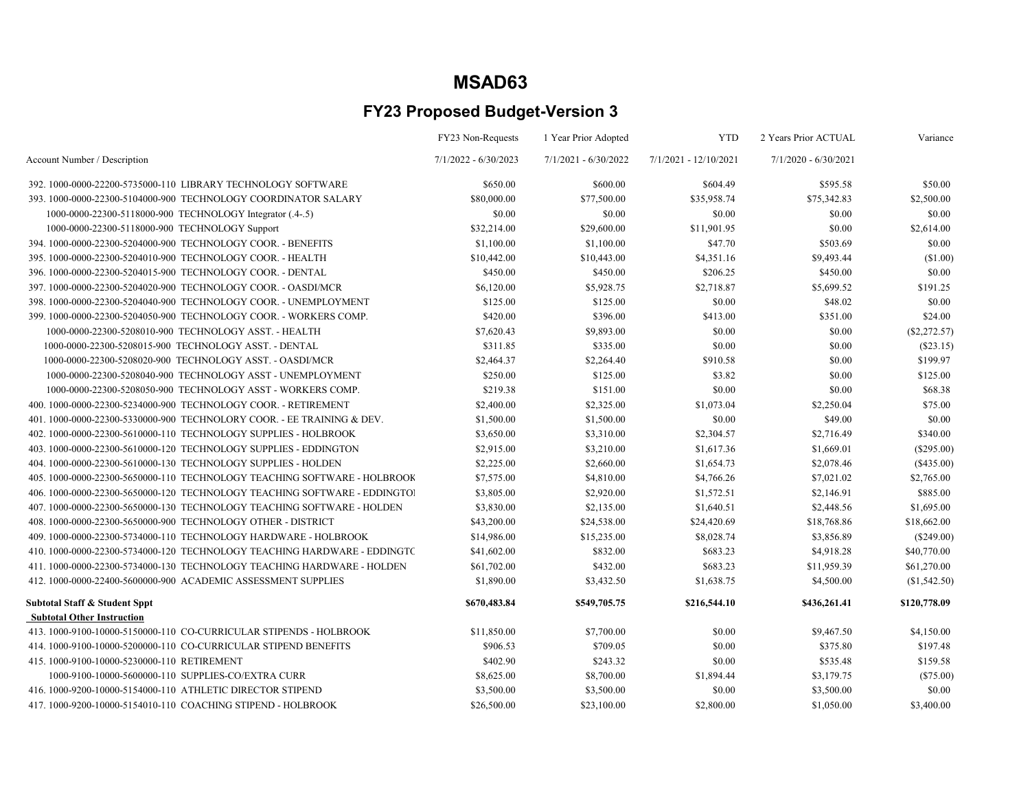# MSAD63

## FY23 Proposed Budget-Version 3

| Account Number / Description | FY23 Non-Requests<br>7/1/2022 - 6/30/2023 | 1 Year Prior Adopted<br>7/1/2021 - 6/30/2022 | YTD<br>7/1/2021 - 12/10/2021 | 2 Years Prior ACTUAL<br>7/1/2020 - 6/30/2021 | Variance |
|---|---|---|---|---|---|
| 392. 1000-0000-22200-5735000-110 LIBRARY TECHNOLOGY SOFTWARE | $650.00 | $600.00 | $604.49 | $595.58 | $50.00 |
| 393. 1000-0000-22300-5104000-900 TECHNOLOGY COORDINATOR SALARY | $80,000.00 | $77,500.00 | $35,958.74 | $75,342.83 | $2,500.00 |
| 1000-0000-22300-5118000-900 TECHNOLOGY Integrator (.4-.5) | $0.00 | $0.00 | $0.00 | $0.00 | $0.00 |
| 1000-0000-22300-5118000-900 TECHNOLOGY Support | $32,214.00 | $29,600.00 | $11,901.95 | $0.00 | $2,614.00 |
| 394. 1000-0000-22300-5204000-900 TECHNOLOGY COOR. - BENEFITS | $1,100.00 | $1,100.00 | $47.70 | $503.69 | $0.00 |
| 395. 1000-0000-22300-5204010-900 TECHNOLOGY COOR. - HEALTH | $10,442.00 | $10,443.00 | $4,351.16 | $9,493.44 | ($1.00) |
| 396. 1000-0000-22300-5204015-900 TECHNOLOGY COOR. - DENTAL | $450.00 | $450.00 | $206.25 | $450.00 | $0.00 |
| 397. 1000-0000-22300-5204020-900 TECHNOLOGY COOR. - OASDI/MCR | $6,120.00 | $5,928.75 | $2,718.87 | $5,699.52 | $191.25 |
| 398. 1000-0000-22300-5204040-900 TECHNOLOGY COOR. - UNEMPLOYMENT | $125.00 | $125.00 | $0.00 | $48.02 | $0.00 |
| 399. 1000-0000-22300-5204050-900 TECHNOLOGY COOR. - WORKERS COMP. | $420.00 | $396.00 | $413.00 | $351.00 | $24.00 |
| 1000-0000-22300-5208010-900 TECHNOLOGY ASST. - HEALTH | $7,620.43 | $9,893.00 | $0.00 | $0.00 | ($2,272.57) |
| 1000-0000-22300-5208015-900 TECHNOLOGY ASST. - DENTAL | $311.85 | $335.00 | $0.00 | $0.00 | ($23.15) |
| 1000-0000-22300-5208020-900 TECHNOLOGY ASST. - OASDI/MCR | $2,464.37 | $2,264.40 | $910.58 | $0.00 | $199.97 |
| 1000-0000-22300-5208040-900 TECHNOLOGY ASST - UNEMPLOYMENT | $250.00 | $125.00 | $3.82 | $0.00 | $125.00 |
| 1000-0000-22300-5208050-900 TECHNOLOGY ASST - WORKERS COMP. | $219.38 | $151.00 | $0.00 | $0.00 | $68.38 |
| 400. 1000-0000-22300-5234000-900 TECHNOLOGY COOR. - RETIREMENT | $2,400.00 | $2,325.00 | $1,073.04 | $2,250.04 | $75.00 |
| 401. 1000-0000-22300-5330000-900 TECHNOLORY COOR. - EE TRAINING & DEV. | $1,500.00 | $1,500.00 | $0.00 | $49.00 | $0.00 |
| 402. 1000-0000-22300-5610000-110 TECHNOLOGY SUPPLIES - HOLBROOK | $3,650.00 | $3,310.00 | $2,304.57 | $2,716.49 | $340.00 |
| 403. 1000-0000-22300-5610000-120 TECHNOLOGY SUPPLIES - EDDINGTON | $2,915.00 | $3,210.00 | $1,617.36 | $1,669.01 | ($295.00) |
| 404. 1000-0000-22300-5610000-130 TECHNOLOGY SUPPLIES - HOLDEN | $2,225.00 | $2,660.00 | $1,654.73 | $2,078.46 | ($435.00) |
| 405. 1000-0000-22300-5650000-110 TECHNOLOGY TEACHING SOFTWARE - HOLBROOK | $7,575.00 | $4,810.00 | $4,766.26 | $7,021.02 | $2,765.00 |
| 406. 1000-0000-22300-5650000-120 TECHNOLOGY TEACHING SOFTWARE - EDDINGTOI | $3,805.00 | $2,920.00 | $1,572.51 | $2,146.91 | $885.00 |
| 407. 1000-0000-22300-5650000-130 TECHNOLOGY TEACHING SOFTWARE - HOLDEN | $3,830.00 | $2,135.00 | $1,640.51 | $2,448.56 | $1,695.00 |
| 408. 1000-0000-22300-5650000-900 TECHNOLOGY OTHER - DISTRICT | $43,200.00 | $24,538.00 | $24,420.69 | $18,768.86 | $18,662.00 |
| 409. 1000-0000-22300-5734000-110 TECHNOLOGY HARDWARE - HOLBROOK | $14,986.00 | $15,235.00 | $8,028.74 | $3,856.89 | ($249.00) |
| 410. 1000-0000-22300-5734000-120 TECHNOLOGY TEACHING HARDWARE - EDDINGTC | $41,602.00 | $832.00 | $683.23 | $4,918.28 | $40,770.00 |
| 411. 1000-0000-22300-5734000-130 TECHNOLOGY TEACHING HARDWARE - HOLDEN | $61,702.00 | $432.00 | $683.23 | $11,959.39 | $61,270.00 |
| 412. 1000-0000-22400-5600000-900 ACADEMIC ASSESSMENT SUPPLIES | $1,890.00 | $3,432.50 | $1,638.75 | $4,500.00 | ($1,542.50) |
| **Subtotal Staff & Student Sppt** | **$670,483.84** | **$549,705.75** | **$216,544.10** | **$436,261.41** | **$120,778.09** |
| **Subtotal Other Instruction** | | | | | |
| 413. 1000-9100-10000-5150000-110 CO-CURRICULAR STIPENDS - HOLBROOK | $11,850.00 | $7,700.00 | $0.00 | $9,467.50 | $4,150.00 |
| 414. 1000-9100-10000-5200000-110 CO-CURRICULAR STIPEND BENEFITS | $906.53 | $709.05 | $0.00 | $375.80 | $197.48 |
| 415. 1000-9100-10000-5230000-110 RETIREMENT | $402.90 | $243.32 | $0.00 | $535.48 | $159.58 |
| 1000-9100-10000-5600000-110 SUPPLIES-CO/EXTRA CURR | $8,625.00 | $8,700.00 | $1,894.44 | $3,179.75 | ($75.00) |
| 416. 1000-9200-10000-5154000-110 ATHLETIC DIRECTOR STIPEND | $3,500.00 | $3,500.00 | $0.00 | $3,500.00 | $0.00 |
| 417. 1000-9200-10000-5154010-110 COACHING STIPEND - HOLBROOK | $26,500.00 | $23,100.00 | $2,800.00 | $1,050.00 | $3,400.00 |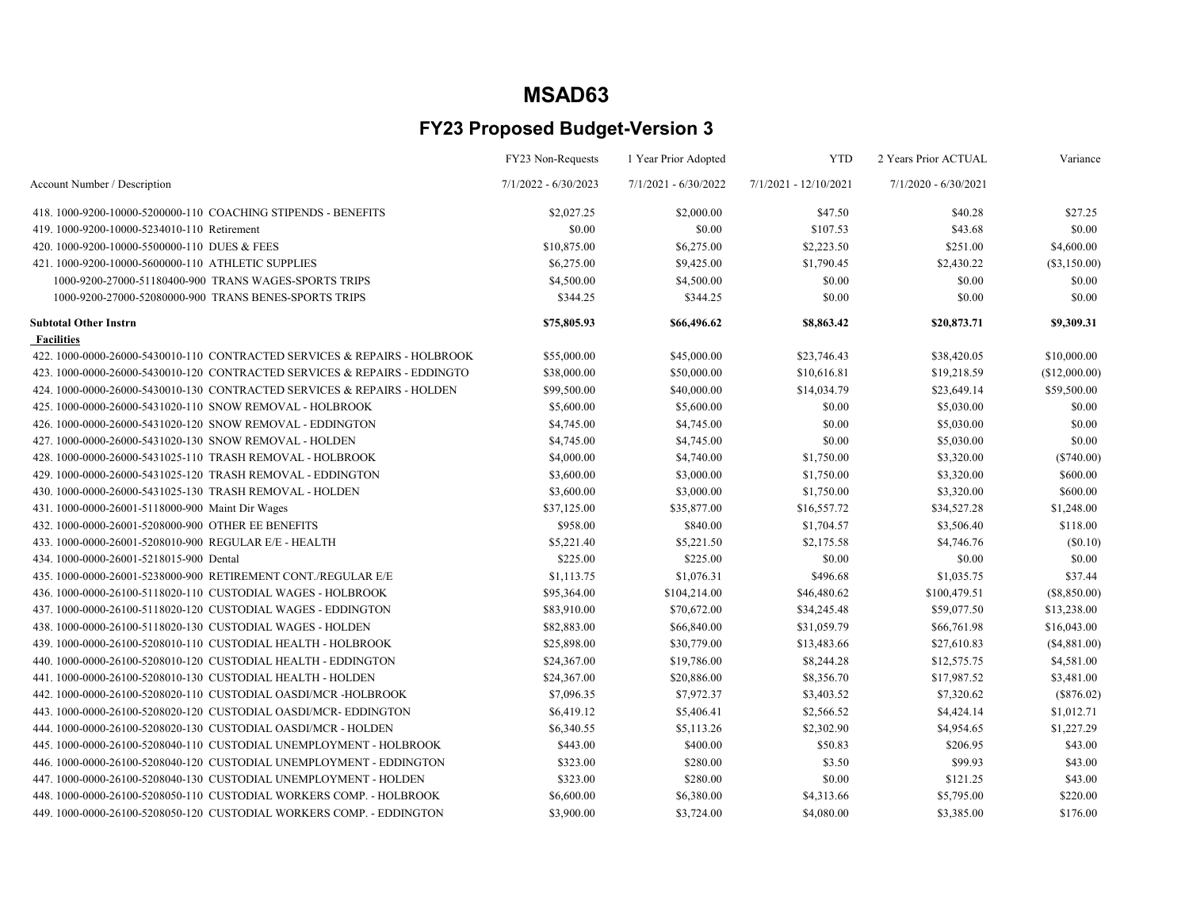# MSAD63

## FY23 Proposed Budget-Version 3

| Account Number / Description | FY23 Non-Requests 7/1/2022 - 6/30/2023 | 1 Year Prior Adopted 7/1/2021 - 6/30/2022 | YTD 7/1/2021 - 12/10/2021 | 2 Years Prior ACTUAL 7/1/2020 - 6/30/2021 | Variance |
|---|---|---|---|---|---|
| 418. 1000-9200-10000-5200000-110 COACHING STIPENDS - BENEFITS | $2,027.25 | $2,000.00 | $47.50 | $40.28 | $27.25 |
| 419. 1000-9200-10000-5234010-110 Retirement | $0.00 | $0.00 | $107.53 | $43.68 | $0.00 |
| 420. 1000-9200-10000-5500000-110 DUES & FEES | $10,875.00 | $6,275.00 | $2,223.50 | $251.00 | $4,600.00 |
| 421. 1000-9200-10000-5600000-110 ATHLETIC SUPPLIES | $6,275.00 | $9,425.00 | $1,790.45 | $2,430.22 | ($3,150.00) |
| 1000-9200-27000-51180400-900 TRANS WAGES-SPORTS TRIPS | $4,500.00 | $4,500.00 | $0.00 | $0.00 | $0.00 |
| 1000-9200-27000-52080000-900 TRANS BENES-SPORTS TRIPS | $344.25 | $344.25 | $0.00 | $0.00 | $0.00 |
| **Subtotal Other Instrn** | **$75,805.93** | **$66,496.62** | **$8,863.42** | **$20,873.71** | **$9,309.31** |
| **Facilities** | | | | | |
| 422. 1000-0000-26000-5430010-110 CONTRACTED SERVICES & REPAIRS - HOLBROOK | $55,000.00 | $45,000.00 | $23,746.43 | $38,420.05 | $10,000.00 |
| 423. 1000-0000-26000-5430010-120 CONTRACTED SERVICES & REPAIRS - EDDINGTO | $38,000.00 | $50,000.00 | $10,616.81 | $19,218.59 | ($12,000.00) |
| 424. 1000-0000-26000-5430010-130 CONTRACTED SERVICES & REPAIRS - HOLDEN | $99,500.00 | $40,000.00 | $14,034.79 | $23,649.14 | $59,500.00 |
| 425. 1000-0000-26000-5431020-110 SNOW REMOVAL - HOLBROOK | $5,600.00 | $5,600.00 | $0.00 | $5,030.00 | $0.00 |
| 426. 1000-0000-26000-5431020-120 SNOW REMOVAL - EDDINGTON | $4,745.00 | $4,745.00 | $0.00 | $5,030.00 | $0.00 |
| 427. 1000-0000-26000-5431020-130 SNOW REMOVAL - HOLDEN | $4,745.00 | $4,745.00 | $0.00 | $5,030.00 | $0.00 |
| 428. 1000-0000-26000-5431025-110 TRASH REMOVAL - HOLBROOK | $4,000.00 | $4,740.00 | $1,750.00 | $3,320.00 | ($740.00) |
| 429. 1000-0000-26000-5431025-120 TRASH REMOVAL - EDDINGTON | $3,600.00 | $3,000.00 | $1,750.00 | $3,320.00 | $600.00 |
| 430. 1000-0000-26000-5431025-130 TRASH REMOVAL - HOLDEN | $3,600.00 | $3,000.00 | $1,750.00 | $3,320.00 | $600.00 |
| 431. 1000-0000-26001-5118000-900 Maint Dir Wages | $37,125.00 | $35,877.00 | $16,557.72 | $34,527.28 | $1,248.00 |
| 432. 1000-0000-26001-5208000-900 OTHER EE BENEFITS | $958.00 | $840.00 | $1,704.57 | $3,506.40 | $118.00 |
| 433. 1000-0000-26001-5208010-900 REGULAR E/E - HEALTH | $5,221.40 | $5,221.50 | $2,175.58 | $4,746.76 | ($0.10) |
| 434. 1000-0000-26001-5218015-900 Dental | $225.00 | $225.00 | $0.00 | $0.00 | $0.00 |
| 435. 1000-0000-26001-5238000-900 RETIREMENT CONT./REGULAR E/E | $1,113.75 | $1,076.31 | $496.68 | $1,035.75 | $37.44 |
| 436. 1000-0000-26100-5118020-110 CUSTODIAL WAGES - HOLBROOK | $95,364.00 | $104,214.00 | $46,480.62 | $100,479.51 | ($8,850.00) |
| 437. 1000-0000-26100-5118020-120 CUSTODIAL WAGES - EDDINGTON | $83,910.00 | $70,672.00 | $34,245.48 | $59,077.50 | $13,238.00 |
| 438. 1000-0000-26100-5118020-130 CUSTODIAL WAGES - HOLDEN | $82,883.00 | $66,840.00 | $31,059.79 | $66,761.98 | $16,043.00 |
| 439. 1000-0000-26100-5208010-110 CUSTODIAL HEALTH - HOLBROOK | $25,898.00 | $30,779.00 | $13,483.66 | $27,610.83 | ($4,881.00) |
| 440. 1000-0000-26100-5208010-120 CUSTODIAL HEALTH - EDDINGTON | $24,367.00 | $19,786.00 | $8,244.28 | $12,575.75 | $4,581.00 |
| 441. 1000-0000-26100-5208010-130 CUSTODIAL HEALTH - HOLDEN | $24,367.00 | $20,886.00 | $8,356.70 | $17,987.52 | $3,481.00 |
| 442. 1000-0000-26100-5208020-110 CUSTODIAL OASDI/MCR -HOLBROOK | $7,096.35 | $7,972.37 | $3,403.52 | $7,320.62 | ($876.02) |
| 443. 1000-0000-26100-5208020-120 CUSTODIAL OASDI/MCR- EDDINGTON | $6,419.12 | $5,406.41 | $2,566.52 | $4,424.14 | $1,012.71 |
| 444. 1000-0000-26100-5208020-130 CUSTODIAL OASDI/MCR - HOLDEN | $6,340.55 | $5,113.26 | $2,302.90 | $4,954.65 | $1,227.29 |
| 445. 1000-0000-26100-5208040-110 CUSTODIAL UNEMPLOYMENT - HOLBROOK | $443.00 | $400.00 | $50.83 | $206.95 | $43.00 |
| 446. 1000-0000-26100-5208040-120 CUSTODIAL UNEMPLOYMENT - EDDINGTON | $323.00 | $280.00 | $3.50 | $99.93 | $43.00 |
| 447. 1000-0000-26100-5208040-130 CUSTODIAL UNEMPLOYMENT - HOLDEN | $323.00 | $280.00 | $0.00 | $121.25 | $43.00 |
| 448. 1000-0000-26100-5208050-110 CUSTODIAL WORKERS COMP. - HOLBROOK | $6,600.00 | $6,380.00 | $4,313.66 | $5,795.00 | $220.00 |
| 449. 1000-0000-26100-5208050-120 CUSTODIAL WORKERS COMP. - EDDINGTON | $3,900.00 | $3,724.00 | $4,080.00 | $3,385.00 | $176.00 |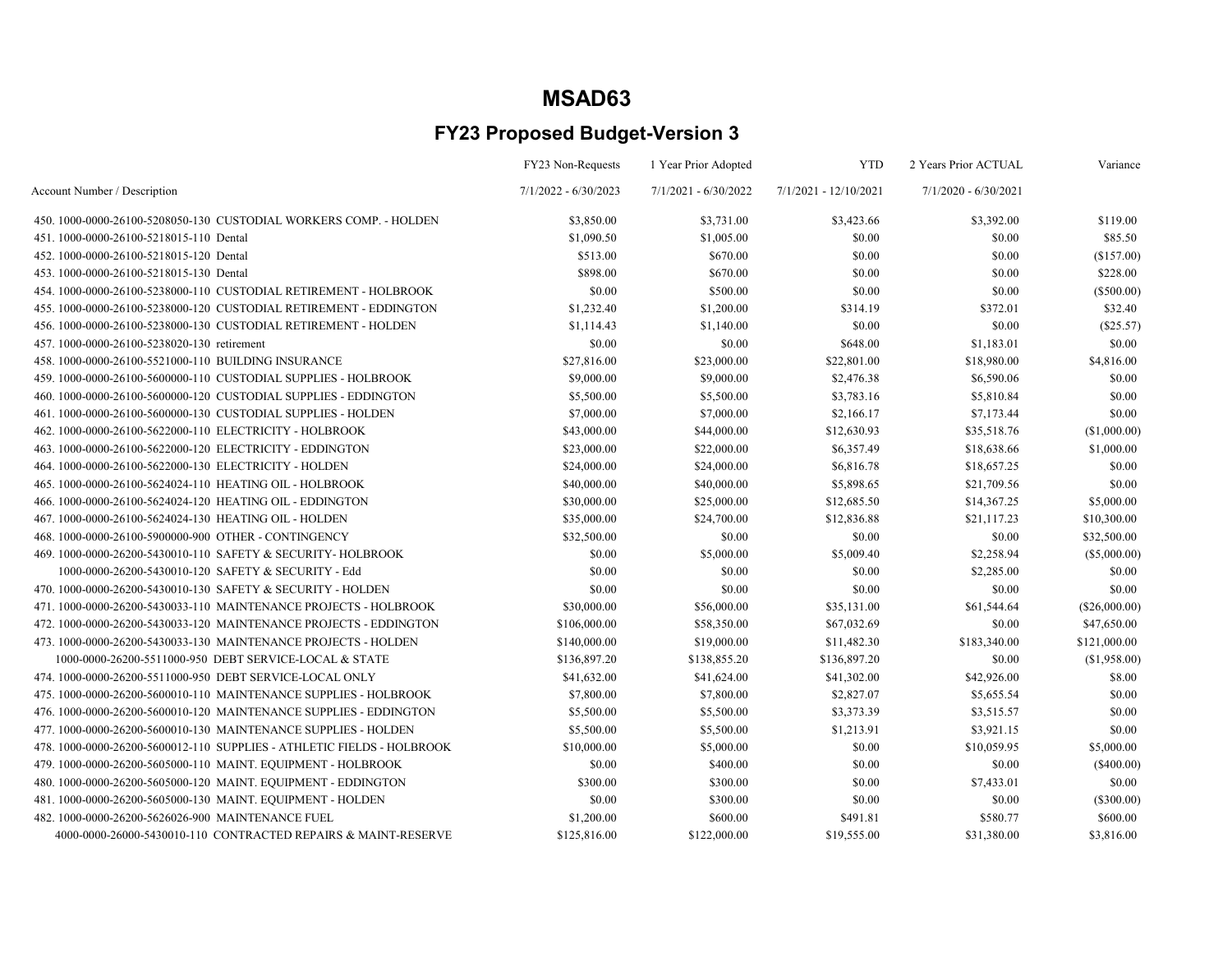# MSAD63

## FY23 Proposed Budget-Version 3

| Account Number / Description | FY23 Non-Requests 7/1/2022 - 6/30/2023 | 1 Year Prior Adopted 7/1/2021 - 6/30/2022 | YTD 7/1/2021 - 12/10/2021 | 2 Years Prior ACTUAL 7/1/2020 - 6/30/2021 | Variance |
|---|---|---|---|---|---|
| 450. 1000-0000-26100-5208050-130 CUSTODIAL WORKERS COMP. - HOLDEN | $3,850.00 | $3,731.00 | $3,423.66 | $3,392.00 | $119.00 |
| 451. 1000-0000-26100-5218015-110 Dental | $1,090.50 | $1,005.00 | $0.00 | $0.00 | $85.50 |
| 452. 1000-0000-26100-5218015-120 Dental | $513.00 | $670.00 | $0.00 | $0.00 | ($157.00) |
| 453. 1000-0000-26100-5218015-130 Dental | $898.00 | $670.00 | $0.00 | $0.00 | $228.00 |
| 454. 1000-0000-26100-5238000-110 CUSTODIAL RETIREMENT - HOLBROOK | $0.00 | $500.00 | $0.00 | $0.00 | ($500.00) |
| 455. 1000-0000-26100-5238000-120 CUSTODIAL RETIREMENT - EDDINGTON | $1,232.40 | $1,200.00 | $314.19 | $372.01 | $32.40 |
| 456. 1000-0000-26100-5238000-130 CUSTODIAL RETIREMENT - HOLDEN | $1,114.43 | $1,140.00 | $0.00 | $0.00 | ($25.57) |
| 457. 1000-0000-26100-5238020-130 retirement | $0.00 | $0.00 | $648.00 | $1,183.01 | $0.00 |
| 458. 1000-0000-26100-5521000-110 BUILDING INSURANCE | $27,816.00 | $23,000.00 | $22,801.00 | $18,980.00 | $4,816.00 |
| 459. 1000-0000-26100-5600000-110 CUSTODIAL SUPPLIES - HOLBROOK | $9,000.00 | $9,000.00 | $2,476.38 | $6,590.06 | $0.00 |
| 460. 1000-0000-26100-5600000-120 CUSTODIAL SUPPLIES - EDDINGTON | $5,500.00 | $5,500.00 | $3,783.16 | $5,810.84 | $0.00 |
| 461. 1000-0000-26100-5600000-130 CUSTODIAL SUPPLIES - HOLDEN | $7,000.00 | $7,000.00 | $2,166.17 | $7,173.44 | $0.00 |
| 462. 1000-0000-26100-5622000-110 ELECTRICITY - HOLBROOK | $43,000.00 | $44,000.00 | $12,630.93 | $35,518.76 | ($1,000.00) |
| 463. 1000-0000-26100-5622000-120 ELECTRICITY - EDDINGTON | $23,000.00 | $22,000.00 | $6,357.49 | $18,638.66 | $1,000.00 |
| 464. 1000-0000-26100-5622000-130 ELECTRICITY - HOLDEN | $24,000.00 | $24,000.00 | $6,816.78 | $18,657.25 | $0.00 |
| 465. 1000-0000-26100-5624024-110 HEATING OIL - HOLBROOK | $40,000.00 | $40,000.00 | $5,898.65 | $21,709.56 | $0.00 |
| 466. 1000-0000-26100-5624024-120 HEATING OIL - EDDINGTON | $30,000.00 | $25,000.00 | $12,685.50 | $14,367.25 | $5,000.00 |
| 467. 1000-0000-26100-5624024-130 HEATING OIL - HOLDEN | $35,000.00 | $24,700.00 | $12,836.88 | $21,117.23 | $10,300.00 |
| 468. 1000-0000-26100-5900000-900 OTHER - CONTINGENCY | $32,500.00 | $0.00 | $0.00 | $0.00 | $32,500.00 |
| 469. 1000-0000-26200-5430010-110 SAFETY & SECURITY- HOLBROOK | $0.00 | $5,000.00 | $5,009.40 | $2,258.94 | ($5,000.00) |
| 1000-0000-26200-5430010-120 SAFETY & SECURITY - Edd | $0.00 | $0.00 | $0.00 | $2,285.00 | $0.00 |
| 470. 1000-0000-26200-5430010-130 SAFETY & SECURITY - HOLDEN | $0.00 | $0.00 | $0.00 | $0.00 | $0.00 |
| 471. 1000-0000-26200-5430033-110 MAINTENANCE PROJECTS - HOLBROOK | $30,000.00 | $56,000.00 | $35,131.00 | $61,544.64 | ($26,000.00) |
| 472. 1000-0000-26200-5430033-120 MAINTENANCE PROJECTS - EDDINGTON | $106,000.00 | $58,350.00 | $67,032.69 | $0.00 | $47,650.00 |
| 473. 1000-0000-26200-5430033-130 MAINTENANCE PROJECTS - HOLDEN | $140,000.00 | $19,000.00 | $11,482.30 | $183,340.00 | $121,000.00 |
| 1000-0000-26200-5511000-950 DEBT SERVICE-LOCAL & STATE | $136,897.20 | $138,855.20 | $136,897.20 | $0.00 | ($1,958.00) |
| 474. 1000-0000-26200-5511000-950 DEBT SERVICE-LOCAL ONLY | $41,632.00 | $41,624.00 | $41,302.00 | $42,926.00 | $8.00 |
| 475. 1000-0000-26200-5600010-110 MAINTENANCE SUPPLIES - HOLBROOK | $7,800.00 | $7,800.00 | $2,827.07 | $5,655.54 | $0.00 |
| 476. 1000-0000-26200-5600010-120 MAINTENANCE SUPPLIES - EDDINGTON | $5,500.00 | $5,500.00 | $3,373.39 | $3,515.57 | $0.00 |
| 477. 1000-0000-26200-5600010-130 MAINTENANCE SUPPLIES - HOLDEN | $5,500.00 | $5,500.00 | $1,213.91 | $3,921.15 | $0.00 |
| 478. 1000-0000-26200-5600012-110 SUPPLIES - ATHLETIC FIELDS - HOLBROOK | $10,000.00 | $5,000.00 | $0.00 | $10,059.95 | $5,000.00 |
| 479. 1000-0000-26200-5605000-110 MAINT. EQUIPMENT - HOLBROOK | $0.00 | $400.00 | $0.00 | $0.00 | ($400.00) |
| 480. 1000-0000-26200-5605000-120 MAINT. EQUIPMENT - EDDINGTON | $300.00 | $300.00 | $0.00 | $7,433.01 | $0.00 |
| 481. 1000-0000-26200-5605000-130 MAINT. EQUIPMENT - HOLDEN | $0.00 | $300.00 | $0.00 | $0.00 | ($300.00) |
| 482. 1000-0000-26200-5626026-900 MAINTENANCE FUEL | $1,200.00 | $600.00 | $491.81 | $580.77 | $600.00 |
| 4000-0000-26000-5430010-110 CONTRACTED REPAIRS & MAINT-RESERVE | $125,816.00 | $122,000.00 | $19,555.00 | $31,380.00 | $3,816.00 |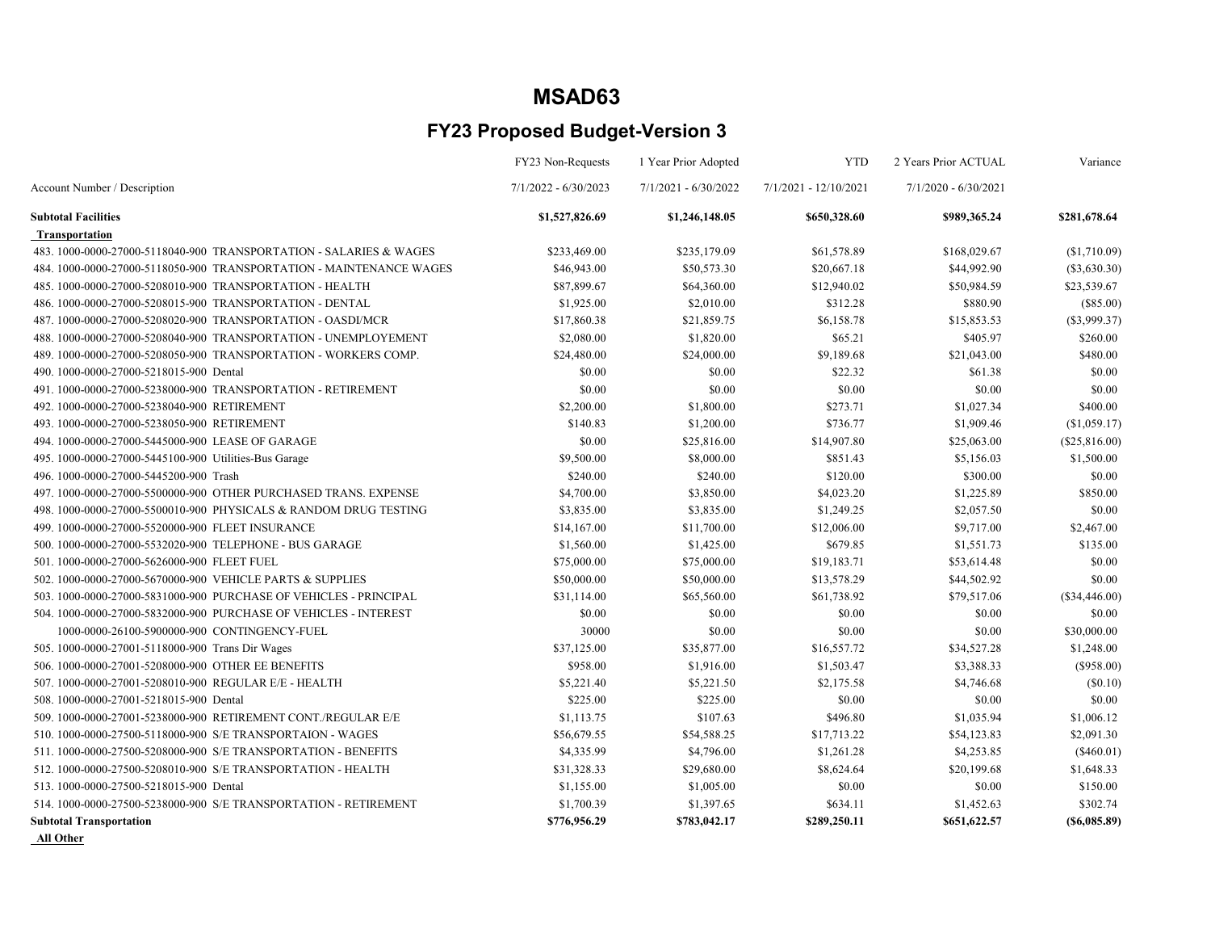# MSAD63

## FY23 Proposed Budget-Version 3

| Account Number / Description | FY23 Non-Requests 7/1/2022 - 6/30/2023 | 1 Year Prior Adopted 7/1/2021 - 6/30/2022 | YTD 7/1/2021 - 12/10/2021 | 2 Years Prior ACTUAL 7/1/2020 - 6/30/2021 | Variance |
|---|---|---|---|---|---|
| **Subtotal Facilities** | **$1,527,826.69** | **$1,246,148.05** | **$650,328.60** | **$989,365.24** | **$281,678.64** |
| **Transportation** | | | | | |
| 483. 1000-0000-27000-5118040-900 TRANSPORTATION - SALARIES & WAGES | $233,469.00 | $235,179.09 | $61,578.89 | $168,029.67 | ($1,710.09) |
| 484. 1000-0000-27000-5118050-900 TRANSPORTATION - MAINTENANCE WAGES | $46,943.00 | $50,573.30 | $20,667.18 | $44,992.90 | ($3,630.30) |
| 485. 1000-0000-27000-5208010-900 TRANSPORTATION - HEALTH | $87,899.67 | $64,360.00 | $12,940.02 | $50,984.59 | $23,539.67 |
| 486. 1000-0000-27000-5208015-900 TRANSPORTATION - DENTAL | $1,925.00 | $2,010.00 | $312.28 | $880.90 | ($85.00) |
| 487. 1000-0000-27000-5208020-900 TRANSPORTATION - OASDI/MCR | $17,860.38 | $21,859.75 | $6,158.78 | $15,853.53 | ($3,999.37) |
| 488. 1000-0000-27000-5208040-900 TRANSPORTATION - UNEMPLOYEMENT | $2,080.00 | $1,820.00 | $65.21 | $405.97 | $260.00 |
| 489. 1000-0000-27000-5208050-900 TRANSPORTATION - WORKERS COMP. | $24,480.00 | $24,000.00 | $9,189.68 | $21,043.00 | $480.00 |
| 490. 1000-0000-27000-5218015-900 Dental | $0.00 | $0.00 | $22.32 | $61.38 | $0.00 |
| 491. 1000-0000-27000-5238000-900 TRANSPORTATION - RETIREMENT | $0.00 | $0.00 | $0.00 | $0.00 | $0.00 |
| 492. 1000-0000-27000-5238040-900 RETIREMENT | $2,200.00 | $1,800.00 | $273.71 | $1,027.34 | $400.00 |
| 493. 1000-0000-27000-5238050-900 RETIREMENT | $140.83 | $1,200.00 | $736.77 | $1,909.46 | ($1,059.17) |
| 494. 1000-0000-27000-5445000-900 LEASE OF GARAGE | $0.00 | $25,816.00 | $14,907.80 | $25,063.00 | ($25,816.00) |
| 495. 1000-0000-27000-5445100-900 Utilities-Bus Garage | $9,500.00 | $8,000.00 | $851.43 | $5,156.03 | $1,500.00 |
| 496. 1000-0000-27000-5445200-900 Trash | $240.00 | $240.00 | $120.00 | $300.00 | $0.00 |
| 497. 1000-0000-27000-5500000-900 OTHER PURCHASED TRANS. EXPENSE | $4,700.00 | $3,850.00 | $4,023.20 | $1,225.89 | $850.00 |
| 498. 1000-0000-27000-5500010-900 PHYSICALS & RANDOM DRUG TESTING | $3,835.00 | $3,835.00 | $1,249.25 | $2,057.50 | $0.00 |
| 499. 1000-0000-27000-5520000-900 FLEET INSURANCE | $14,167.00 | $11,700.00 | $12,006.00 | $9,717.00 | $2,467.00 |
| 500. 1000-0000-27000-5532020-900 TELEPHONE - BUS GARAGE | $1,560.00 | $1,425.00 | $679.85 | $1,551.73 | $135.00 |
| 501. 1000-0000-27000-5626000-900 FLEET FUEL | $75,000.00 | $75,000.00 | $19,183.71 | $53,614.48 | $0.00 |
| 502. 1000-0000-27000-5670000-900 VEHICLE PARTS & SUPPLIES | $50,000.00 | $50,000.00 | $13,578.29 | $44,502.92 | $0.00 |
| 503. 1000-0000-27000-5831000-900 PURCHASE OF VEHICLES - PRINCIPAL | $31,114.00 | $65,560.00 | $61,738.92 | $79,517.06 | ($34,446.00) |
| 504. 1000-0000-27000-5832000-900 PURCHASE OF VEHICLES - INTEREST | $0.00 | $0.00 | $0.00 | $0.00 | $0.00 |
| 1000-0000-26100-5900000-900 CONTINGENCY-FUEL | 30000 | $0.00 | $0.00 | $0.00 | $30,000.00 |
| 505. 1000-0000-27001-5118000-900 Trans Dir Wages | $37,125.00 | $35,877.00 | $16,557.72 | $34,527.28 | $1,248.00 |
| 506. 1000-0000-27001-5208000-900 OTHER EE BENEFITS | $958.00 | $1,916.00 | $1,503.47 | $3,388.33 | ($958.00) |
| 507. 1000-0000-27001-5208010-900 REGULAR E/E - HEALTH | $5,221.40 | $5,221.50 | $2,175.58 | $4,746.68 | ($0.10) |
| 508. 1000-0000-27001-5218015-900 Dental | $225.00 | $225.00 | $0.00 | $0.00 | $0.00 |
| 509. 1000-0000-27001-5238000-900 RETIREMENT CONT./REGULAR E/E | $1,113.75 | $107.63 | $496.80 | $1,035.94 | $1,006.12 |
| 510. 1000-0000-27500-5118000-900 S/E TRANSPORTAION - WAGES | $56,679.55 | $54,588.25 | $17,713.22 | $54,123.83 | $2,091.30 |
| 511. 1000-0000-27500-5208000-900 S/E TRANSPORTATION - BENEFITS | $4,335.99 | $4,796.00 | $1,261.28 | $4,253.85 | ($460.01) |
| 512. 1000-0000-27500-5208010-900 S/E TRANSPORTATION - HEALTH | $31,328.33 | $29,680.00 | $8,624.64 | $20,199.68 | $1,648.33 |
| 513. 1000-0000-27500-5218015-900 Dental | $1,155.00 | $1,005.00 | $0.00 | $0.00 | $150.00 |
| 514. 1000-0000-27500-5238000-900 S/E TRANSPORTATION - RETIREMENT | $1,700.39 | $1,397.65 | $634.11 | $1,452.63 | $302.74 |
| **Subtotal Transportation** | **$776,956.29** | **$783,042.17** | **$289,250.11** | **$651,622.57** | **($6,085.89)** |
| **All Other** | | | | | |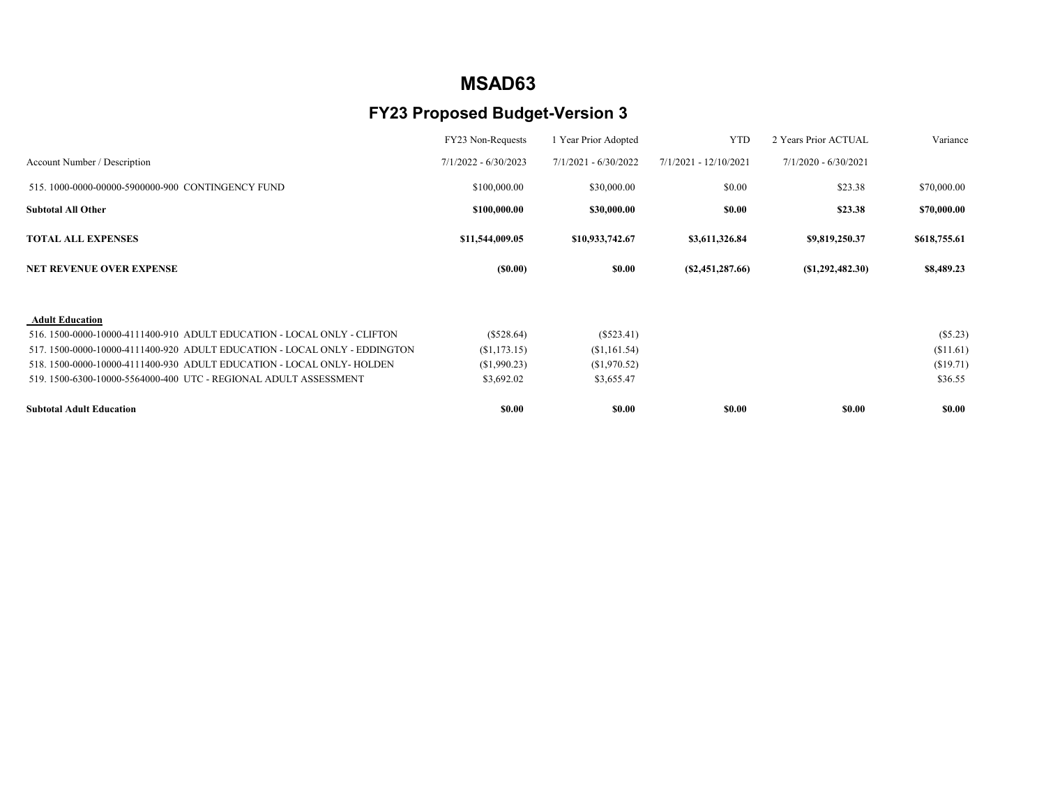# MSAD63

## FY23 Proposed Budget-Version 3

| Account Number / Description | FY23 Non-Requests 7/1/2022 - 6/30/2023 | 1 Year Prior Adopted 7/1/2021 - 6/30/2022 | YTD 7/1/2021 - 12/10/2021 | 2 Years Prior ACTUAL 7/1/2020 - 6/30/2021 | Variance |
|---|---|---|---|---|---|
| 515. 1000-0000-00000-5900000-900 CONTINGENCY FUND | $100,000.00 | $30,000.00 | $0.00 | $23.38 | $70,000.00 |
| **Subtotal All Other** | **$100,000.00** | **$30,000.00** | **$0.00** | **$23.38** | **$70,000.00** |
| **TOTAL ALL EXPENSES** | **$11,544,009.05** | **$10,933,742.67** | **$3,611,326.84** | **$9,819,250.37** | **$618,755.61** |
| **NET REVENUE OVER EXPENSE** | **($0.00)** | **$0.00** | **($2,451,287.66)** | **($1,292,482.30)** | **$8,489.23** |
| **Adult Education** | | | | | |
| 516. 1500-0000-10000-4111400-910 ADULT EDUCATION - LOCAL ONLY - CLIFTON | ($528.64) | ($523.41) | | | ($5.23) |
| 517. 1500-0000-10000-4111400-920 ADULT EDUCATION - LOCAL ONLY - EDDINGTON | ($1,173.15) | ($1,161.54) | | | ($11.61) |
| 518. 1500-0000-10000-4111400-930 ADULT EDUCATION - LOCAL ONLY- HOLDEN | ($1,990.23) | ($1,970.52) | | | ($19.71) |
| 519. 1500-6300-10000-5564000-400 UTC - REGIONAL ADULT ASSESSMENT | $3,692.02 | $3,655.47 | | | $36.55 |
| **Subtotal Adult Education** | **$0.00** | **$0.00** | **$0.00** | **$0.00** | **$0.00** |